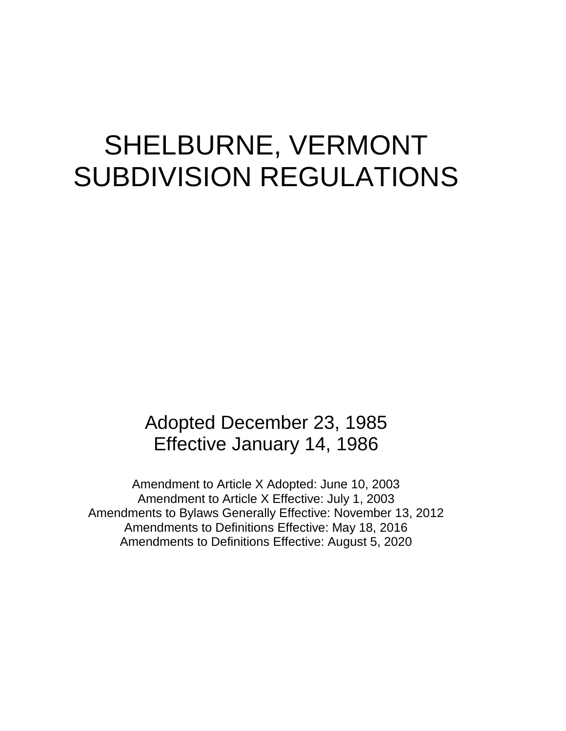# SHELBURNE, VERMONT
# SUBDIVISION REGULATIONS

Adopted December 23, 1985
Effective January 14, 1986

Amendment to Article X Adopted: June 10, 2003
Amendment to Article X Effective: July 1, 2003
Amendments to Bylaws Generally Effective: November 13, 2012
Amendments to Definitions Effective: May 18, 2016
Amendments to Definitions Effective: August 5, 2020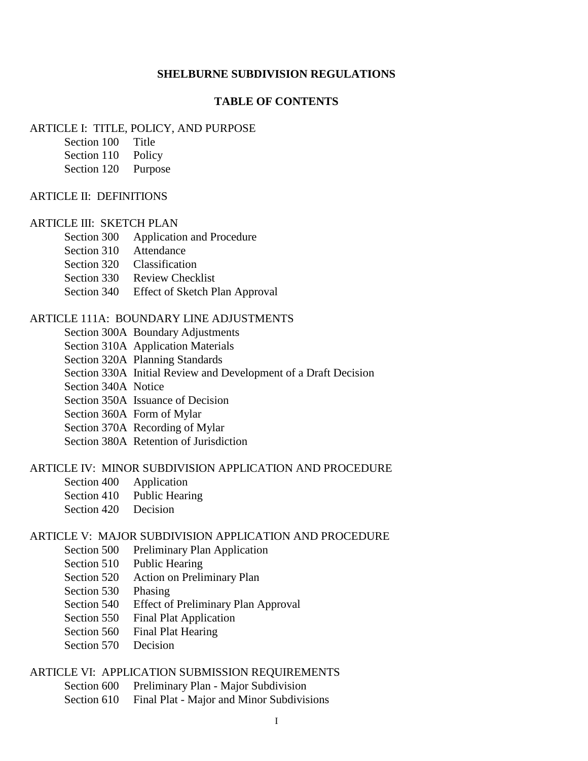# SHELBURNE SUBDIVISION REGULATIONS

## TABLE OF CONTENTS

ARTICLE I: TITLE, POLICY, AND PURPOSE

- Section 100 Title
- Section 110 Policy
- Section 120 Purpose

ARTICLE II: DEFINITIONS

ARTICLE III: SKETCH PLAN

- Section 300 Application and Procedure
- Section 310 Attendance
- Section 320 Classification
- Section 330 Review Checklist
- Section 340 Effect of Sketch Plan Approval

ARTICLE 111A: BOUNDARY LINE ADJUSTMENTS

- Section 300A Boundary Adjustments
- Section 310A Application Materials
- Section 320A Planning Standards
- Section 330A Initial Review and Development of a Draft Decision
- Section 340A Notice
- Section 350A Issuance of Decision
- Section 360A Form of Mylar
- Section 370A Recording of Mylar
- Section 380A Retention of Jurisdiction

ARTICLE IV: MINOR SUBDIVISION APPLICATION AND PROCEDURE

- Section 400 Application
- Section 410 Public Hearing
- Section 420 Decision

ARTICLE V: MAJOR SUBDIVISION APPLICATION AND PROCEDURE

- Section 500 Preliminary Plan Application
- Section 510 Public Hearing
- Section 520 Action on Preliminary Plan
- Section 530 Phasing
- Section 540 Effect of Preliminary Plan Approval
- Section 550 Final Plat Application
- Section 560 Final Plat Hearing
- Section 570 Decision

ARTICLE VI: APPLICATION SUBMISSION REQUIREMENTS

- Section 600 Preliminary Plan - Major Subdivision
- Section 610 Final Plat - Major and Minor Subdivisions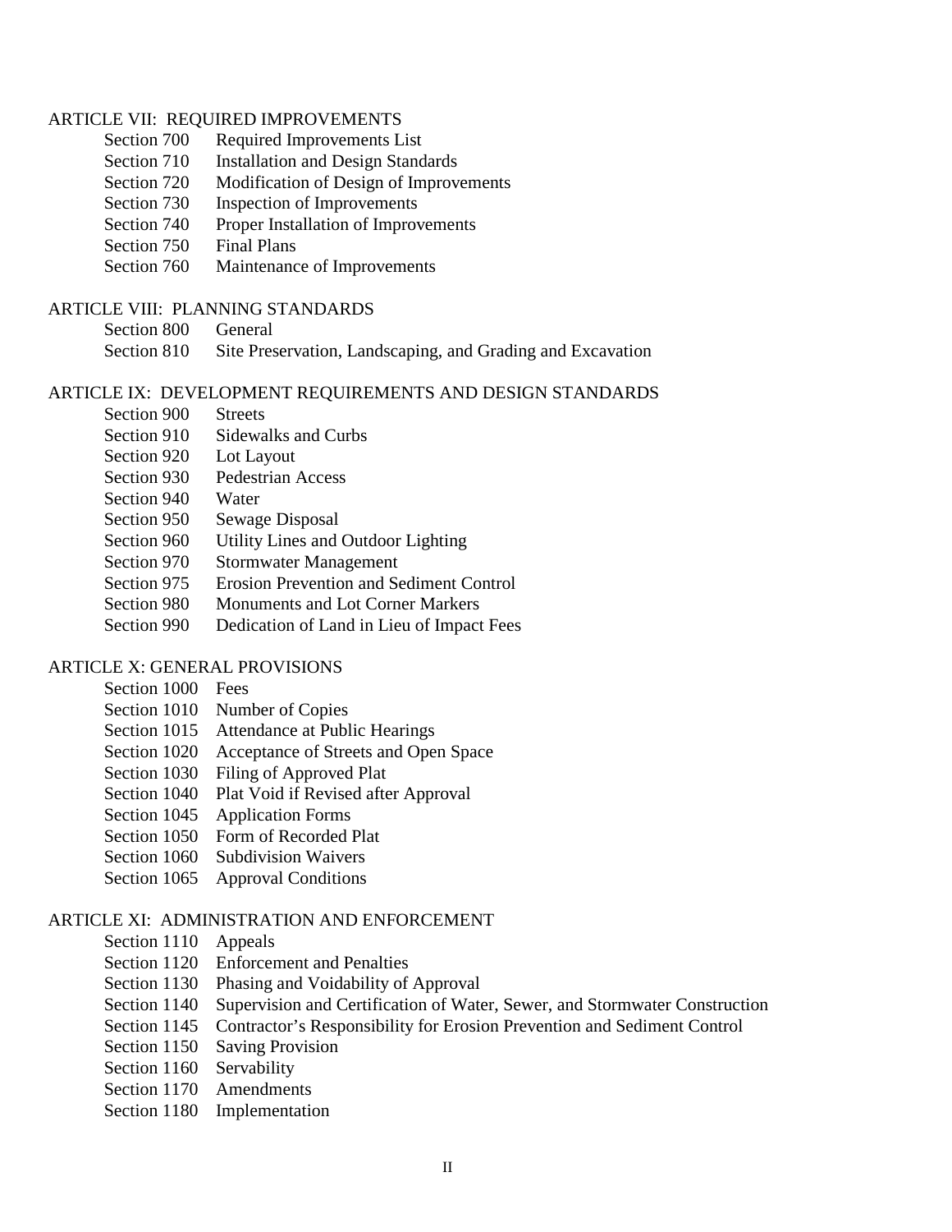ARTICLE VII: REQUIRED IMPROVEMENTS

- Section 700 Required Improvements List
- Section 710 Installation and Design Standards
- Section 720 Modification of Design of Improvements
- Section 730 Inspection of Improvements
- Section 740 Proper Installation of Improvements
- Section 750 Final Plans
- Section 760 Maintenance of Improvements

ARTICLE VIII: PLANNING STANDARDS

- Section 800 General
- Section 810 Site Preservation, Landscaping, and Grading and Excavation

ARTICLE IX: DEVELOPMENT REQUIREMENTS AND DESIGN STANDARDS

- Section 900 Streets
- Section 910 Sidewalks and Curbs
- Section 920 Lot Layout
- Section 930 Pedestrian Access
- Section 940 Water
- Section 950 Sewage Disposal
- Section 960 Utility Lines and Outdoor Lighting
- Section 970 Stormwater Management
- Section 975 Erosion Prevention and Sediment Control
- Section 980 Monuments and Lot Corner Markers
- Section 990 Dedication of Land in Lieu of Impact Fees

ARTICLE X: GENERAL PROVISIONS

- Section 1000 Fees
- Section 1010 Number of Copies
- Section 1015 Attendance at Public Hearings
- Section 1020 Acceptance of Streets and Open Space
- Section 1030 Filing of Approved Plat
- Section 1040 Plat Void if Revised after Approval
- Section 1045 Application Forms
- Section 1050 Form of Recorded Plat
- Section 1060 Subdivision Waivers
- Section 1065 Approval Conditions

ARTICLE XI: ADMINISTRATION AND ENFORCEMENT

- Section 1110 Appeals
- Section 1120 Enforcement and Penalties
- Section 1130 Phasing and Voidability of Approval
- Section 1140 Supervision and Certification of Water, Sewer, and Stormwater Construction
- Section 1145 Contractor's Responsibility for Erosion Prevention and Sediment Control
- Section 1150 Saving Provision
- Section 1160 Servability
- Section 1170 Amendments
- Section 1180 Implementation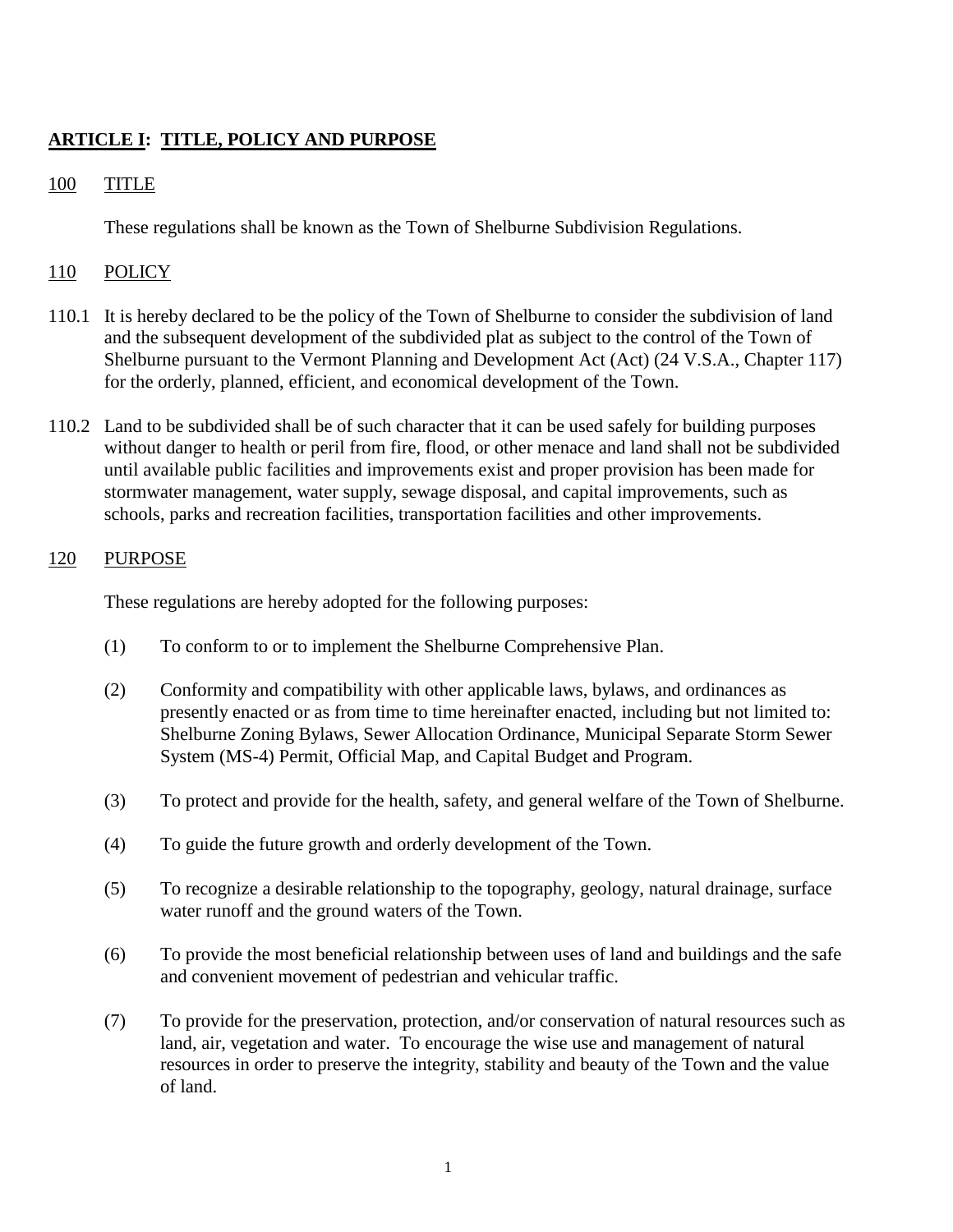## **ARTICLE I: TITLE, POLICY AND PURPOSE**

### 100 TITLE

These regulations shall be known as the Town of Shelburne Subdivision Regulations.

### 110 POLICY

110.1 It is hereby declared to be the policy of the Town of Shelburne to consider the subdivision of land and the subsequent development of the subdivided plat as subject to the control of the Town of Shelburne pursuant to the Vermont Planning and Development Act (Act) (24 V.S.A., Chapter 117) for the orderly, planned, efficient, and economical development of the Town.

110.2 Land to be subdivided shall be of such character that it can be used safely for building purposes without danger to health or peril from fire, flood, or other menace and land shall not be subdivided until available public facilities and improvements exist and proper provision has been made for stormwater management, water supply, sewage disposal, and capital improvements, such as schools, parks and recreation facilities, transportation facilities and other improvements.

### 120 PURPOSE

These regulations are hereby adopted for the following purposes:

(1) To conform to or to implement the Shelburne Comprehensive Plan.

(2) Conformity and compatibility with other applicable laws, bylaws, and ordinances as presently enacted or as from time to time hereinafter enacted, including but not limited to: Shelburne Zoning Bylaws, Sewer Allocation Ordinance, Municipal Separate Storm Sewer System (MS-4) Permit, Official Map, and Capital Budget and Program.

(3) To protect and provide for the health, safety, and general welfare of the Town of Shelburne.

(4) To guide the future growth and orderly development of the Town.

(5) To recognize a desirable relationship to the topography, geology, natural drainage, surface water runoff and the ground waters of the Town.

(6) To provide the most beneficial relationship between uses of land and buildings and the safe and convenient movement of pedestrian and vehicular traffic.

(7) To provide for the preservation, protection, and/or conservation of natural resources such as land, air, vegetation and water. To encourage the wise use and management of natural resources in order to preserve the integrity, stability and beauty of the Town and the value of land.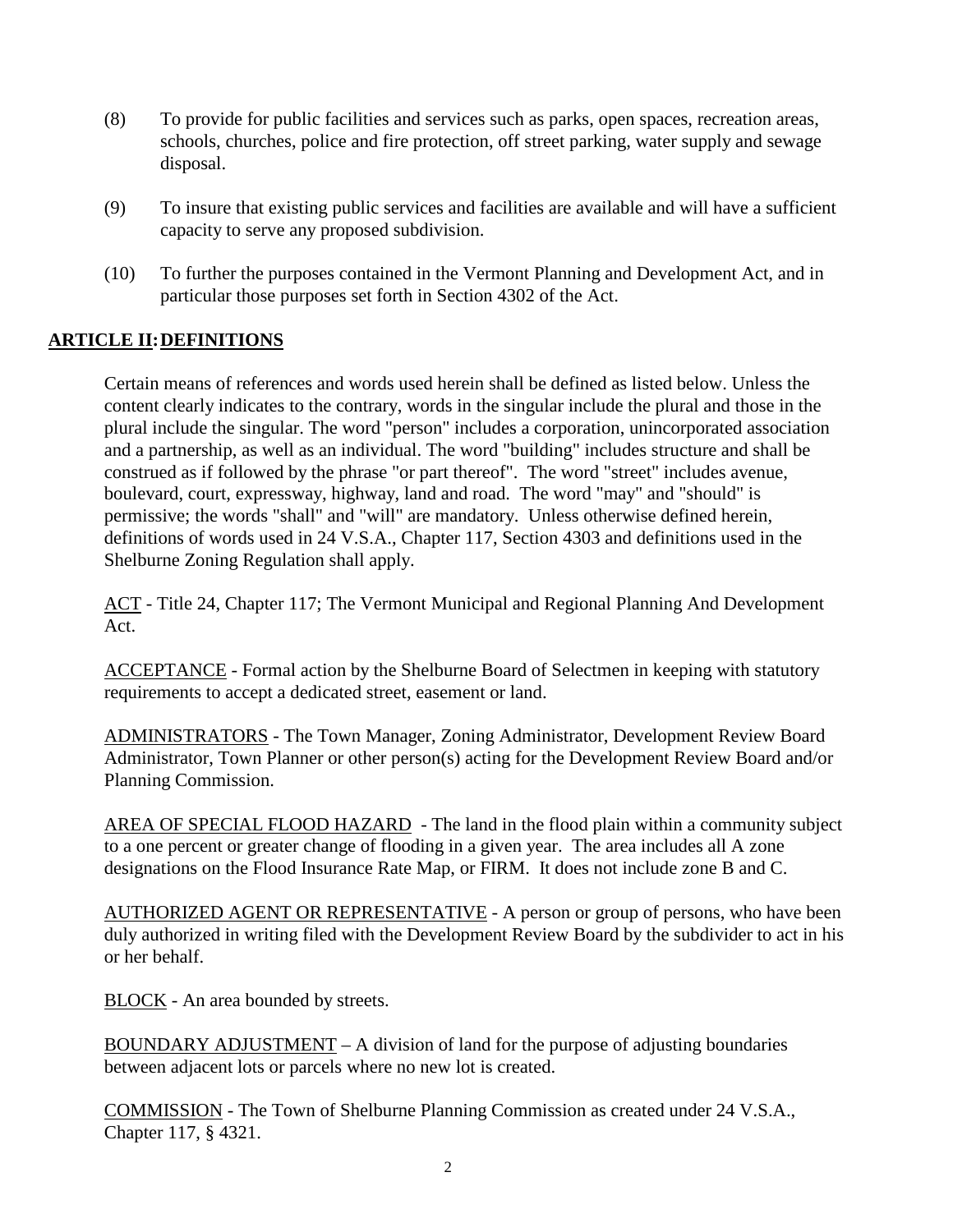(8) To provide for public facilities and services such as parks, open spaces, recreation areas, schools, churches, police and fire protection, off street parking, water supply and sewage disposal.

(9) To insure that existing public services and facilities are available and will have a sufficient capacity to serve any proposed subdivision.

(10) To further the purposes contained in the Vermont Planning and Development Act, and in particular those purposes set forth in Section 4302 of the Act.

## ARTICLE II: DEFINITIONS

Certain means of references and words used herein shall be defined as listed below. Unless the content clearly indicates to the contrary, words in the singular include the plural and those in the plural include the singular. The word "person" includes a corporation, unincorporated association and a partnership, as well as an individual. The word "building" includes structure and shall be construed as if followed by the phrase "or part thereof". The word "street" includes avenue, boulevard, court, expressway, highway, land and road. The word "may" and "should" is permissive; the words "shall" and "will" are mandatory. Unless otherwise defined herein, definitions of words used in 24 V.S.A., Chapter 117, Section 4303 and definitions used in the Shelburne Zoning Regulation shall apply.

<u>ACT</u> - Title 24, Chapter 117; The Vermont Municipal and Regional Planning And Development Act.

<u>ACCEPTANCE</u> - Formal action by the Shelburne Board of Selectmen in keeping with statutory requirements to accept a dedicated street, easement or land.

<u>ADMINISTRATORS</u> - The Town Manager, Zoning Administrator, Development Review Board Administrator, Town Planner or other person(s) acting for the Development Review Board and/or Planning Commission.

<u>AREA OF SPECIAL FLOOD HAZARD</u> - The land in the flood plain within a community subject to a one percent or greater change of flooding in a given year. The area includes all A zone designations on the Flood Insurance Rate Map, or FIRM. It does not include zone B and C.

<u>AUTHORIZED AGENT OR REPRESENTATIVE</u> - A person or group of persons, who have been duly authorized in writing filed with the Development Review Board by the subdivider to act in his or her behalf.

<u>BLOCK</u> - An area bounded by streets.

<u>BOUNDARY ADJUSTMENT</u> – A division of land for the purpose of adjusting boundaries between adjacent lots or parcels where no new lot is created.

<u>COMMISSION</u> - The Town of Shelburne Planning Commission as created under 24 V.S.A., Chapter 117, § 4321.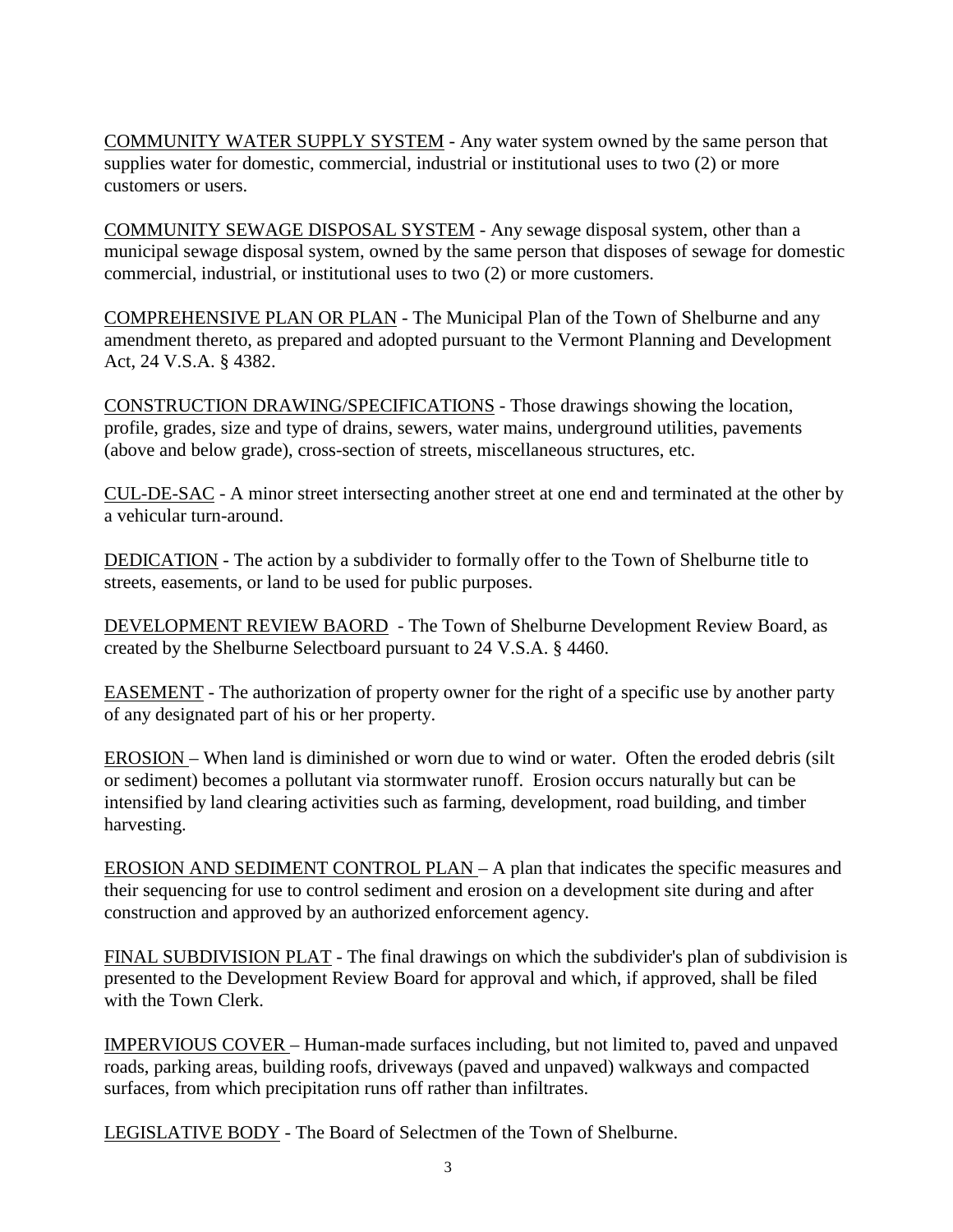COMMUNITY WATER SUPPLY SYSTEM - Any water system owned by the same person that supplies water for domestic, commercial, industrial or institutional uses to two (2) or more customers or users.

COMMUNITY SEWAGE DISPOSAL SYSTEM - Any sewage disposal system, other than a municipal sewage disposal system, owned by the same person that disposes of sewage for domestic commercial, industrial, or institutional uses to two (2) or more customers.

COMPREHENSIVE PLAN OR PLAN - The Municipal Plan of the Town of Shelburne and any amendment thereto, as prepared and adopted pursuant to the Vermont Planning and Development Act, 24 V.S.A. § 4382.

CONSTRUCTION DRAWING/SPECIFICATIONS - Those drawings showing the location, profile, grades, size and type of drains, sewers, water mains, underground utilities, pavements (above and below grade), cross-section of streets, miscellaneous structures, etc.

CUL-DE-SAC - A minor street intersecting another street at one end and terminated at the other by a vehicular turn-around.

DEDICATION - The action by a subdivider to formally offer to the Town of Shelburne title to streets, easements, or land to be used for public purposes.

DEVELOPMENT REVIEW BAORD - The Town of Shelburne Development Review Board, as created by the Shelburne Selectboard pursuant to 24 V.S.A. § 4460.

EASEMENT - The authorization of property owner for the right of a specific use by another party of any designated part of his or her property.

EROSION – When land is diminished or worn due to wind or water. Often the eroded debris (silt or sediment) becomes a pollutant via stormwater runoff. Erosion occurs naturally but can be intensified by land clearing activities such as farming, development, road building, and timber harvesting.

EROSION AND SEDIMENT CONTROL PLAN – A plan that indicates the specific measures and their sequencing for use to control sediment and erosion on a development site during and after construction and approved by an authorized enforcement agency.

FINAL SUBDIVISION PLAT - The final drawings on which the subdivider's plan of subdivision is presented to the Development Review Board for approval and which, if approved, shall be filed with the Town Clerk.

IMPERVIOUS COVER – Human-made surfaces including, but not limited to, paved and unpaved roads, parking areas, building roofs, driveways (paved and unpaved) walkways and compacted surfaces, from which precipitation runs off rather than infiltrates.

LEGISLATIVE BODY - The Board of Selectmen of the Town of Shelburne.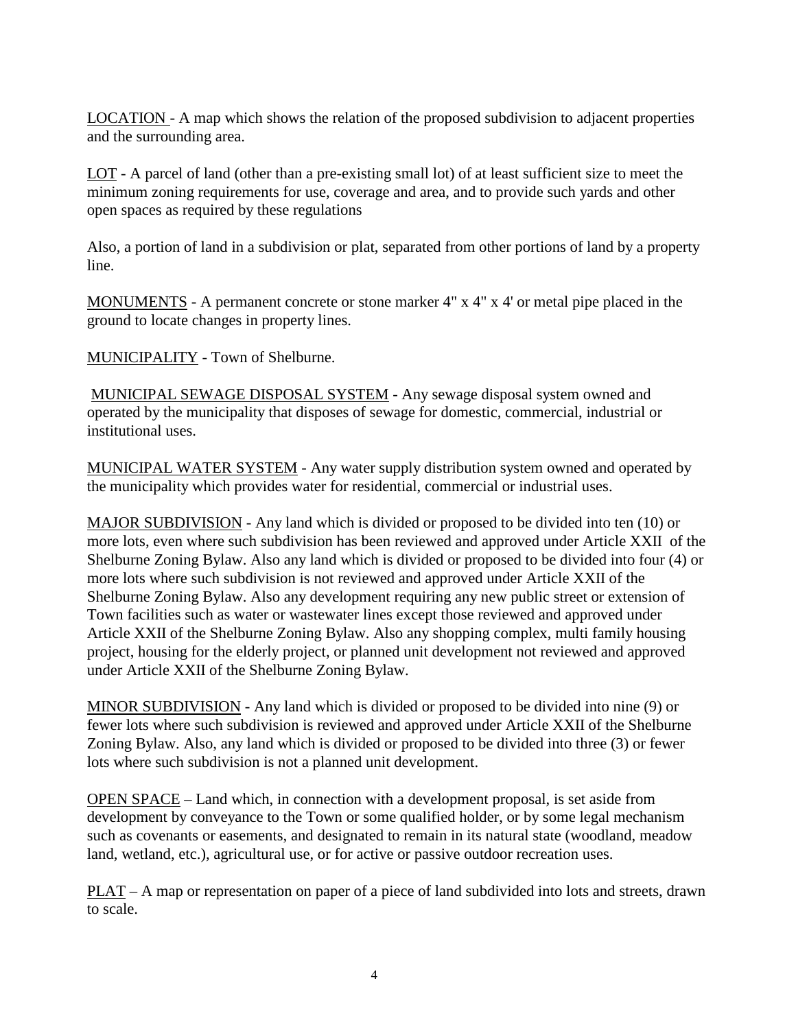LOCATION - A map which shows the relation of the proposed subdivision to adjacent properties and the surrounding area.

LOT - A parcel of land (other than a pre-existing small lot) of at least sufficient size to meet the minimum zoning requirements for use, coverage and area, and to provide such yards and other open spaces as required by these regulations

Also, a portion of land in a subdivision or plat, separated from other portions of land by a property line.

MONUMENTS - A permanent concrete or stone marker 4" x 4" x 4' or metal pipe placed in the ground to locate changes in property lines.

MUNICIPALITY - Town of Shelburne.

MUNICIPAL SEWAGE DISPOSAL SYSTEM - Any sewage disposal system owned and operated by the municipality that disposes of sewage for domestic, commercial, industrial or institutional uses.

MUNICIPAL WATER SYSTEM - Any water supply distribution system owned and operated by the municipality which provides water for residential, commercial or industrial uses.

MAJOR SUBDIVISION - Any land which is divided or proposed to be divided into ten (10) or more lots, even where such subdivision has been reviewed and approved under Article XXII of the Shelburne Zoning Bylaw. Also any land which is divided or proposed to be divided into four (4) or more lots where such subdivision is not reviewed and approved under Article XXII of the Shelburne Zoning Bylaw. Also any development requiring any new public street or extension of Town facilities such as water or wastewater lines except those reviewed and approved under Article XXII of the Shelburne Zoning Bylaw. Also any shopping complex, multi family housing project, housing for the elderly project, or planned unit development not reviewed and approved under Article XXII of the Shelburne Zoning Bylaw.

MINOR SUBDIVISION - Any land which is divided or proposed to be divided into nine (9) or fewer lots where such subdivision is reviewed and approved under Article XXII of the Shelburne Zoning Bylaw. Also, any land which is divided or proposed to be divided into three (3) or fewer lots where such subdivision is not a planned unit development.

OPEN SPACE – Land which, in connection with a development proposal, is set aside from development by conveyance to the Town or some qualified holder, or by some legal mechanism such as covenants or easements, and designated to remain in its natural state (woodland, meadow land, wetland, etc.), agricultural use, or for active or passive outdoor recreation uses.

PLAT – A map or representation on paper of a piece of land subdivided into lots and streets, drawn to scale.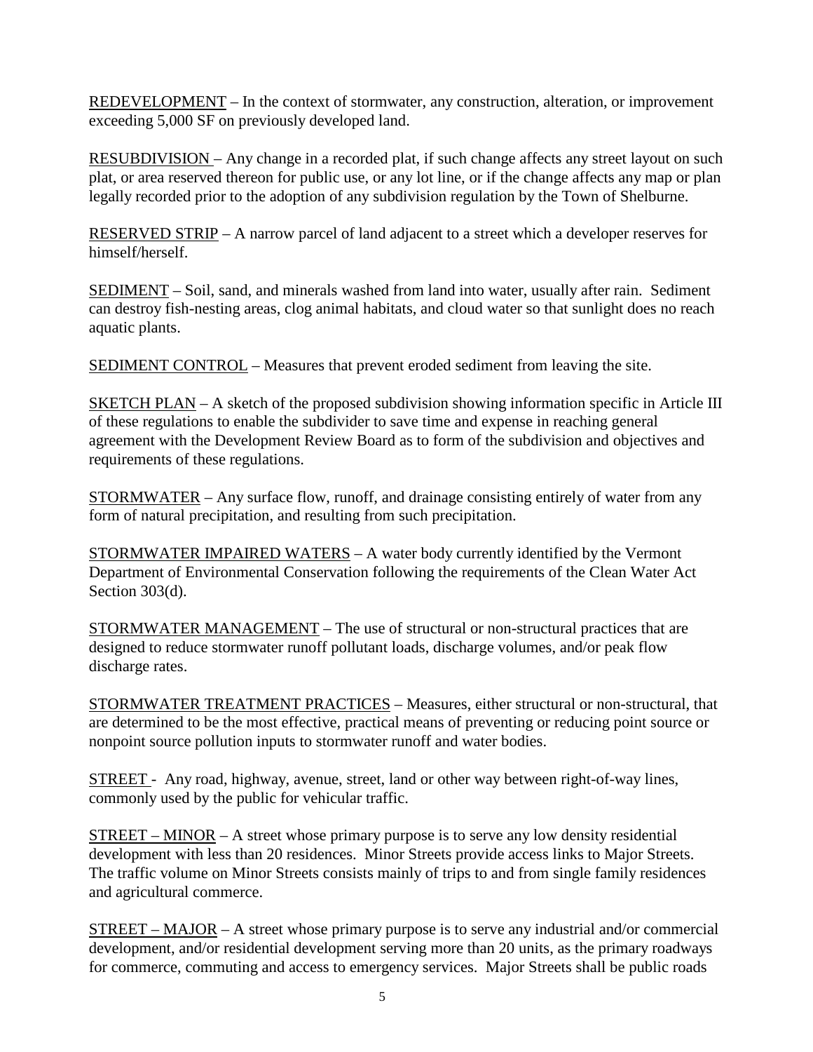<u>REDEVELOPMENT</u> – In the context of stormwater, any construction, alteration, or improvement exceeding 5,000 SF on previously developed land.

<u>RESUBDIVISION</u> – Any change in a recorded plat, if such change affects any street layout on such plat, or area reserved thereon for public use, or any lot line, or if the change affects any map or plan legally recorded prior to the adoption of any subdivision regulation by the Town of Shelburne.

<u>RESERVED STRIP</u> – A narrow parcel of land adjacent to a street which a developer reserves for himself/herself.

<u>SEDIMENT</u> – Soil, sand, and minerals washed from land into water, usually after rain. Sediment can destroy fish-nesting areas, clog animal habitats, and cloud water so that sunlight does no reach aquatic plants.

<u>SEDIMENT CONTROL</u> – Measures that prevent eroded sediment from leaving the site.

<u>SKETCH PLAN</u> – A sketch of the proposed subdivision showing information specific in Article III of these regulations to enable the subdivider to save time and expense in reaching general agreement with the Development Review Board as to form of the subdivision and objectives and requirements of these regulations.

<u>STORMWATER</u> – Any surface flow, runoff, and drainage consisting entirely of water from any form of natural precipitation, and resulting from such precipitation.

<u>STORMWATER IMPAIRED WATERS</u> – A water body currently identified by the Vermont Department of Environmental Conservation following the requirements of the Clean Water Act Section 303(d).

<u>STORMWATER MANAGEMENT</u> – The use of structural or non-structural practices that are designed to reduce stormwater runoff pollutant loads, discharge volumes, and/or peak flow discharge rates.

<u>STORMWATER TREATMENT PRACTICES</u> – Measures, either structural or non-structural, that are determined to be the most effective, practical means of preventing or reducing point source or nonpoint source pollution inputs to stormwater runoff and water bodies.

<u>STREET</u> - Any road, highway, avenue, street, land or other way between right-of-way lines, commonly used by the public for vehicular traffic.

<u>STREET – MINOR</u> – A street whose primary purpose is to serve any low density residential development with less than 20 residences. Minor Streets provide access links to Major Streets. The traffic volume on Minor Streets consists mainly of trips to and from single family residences and agricultural commerce.

<u>STREET – MAJOR</u> – A street whose primary purpose is to serve any industrial and/or commercial development, and/or residential development serving more than 20 units, as the primary roadways for commerce, commuting and access to emergency services. Major Streets shall be public roads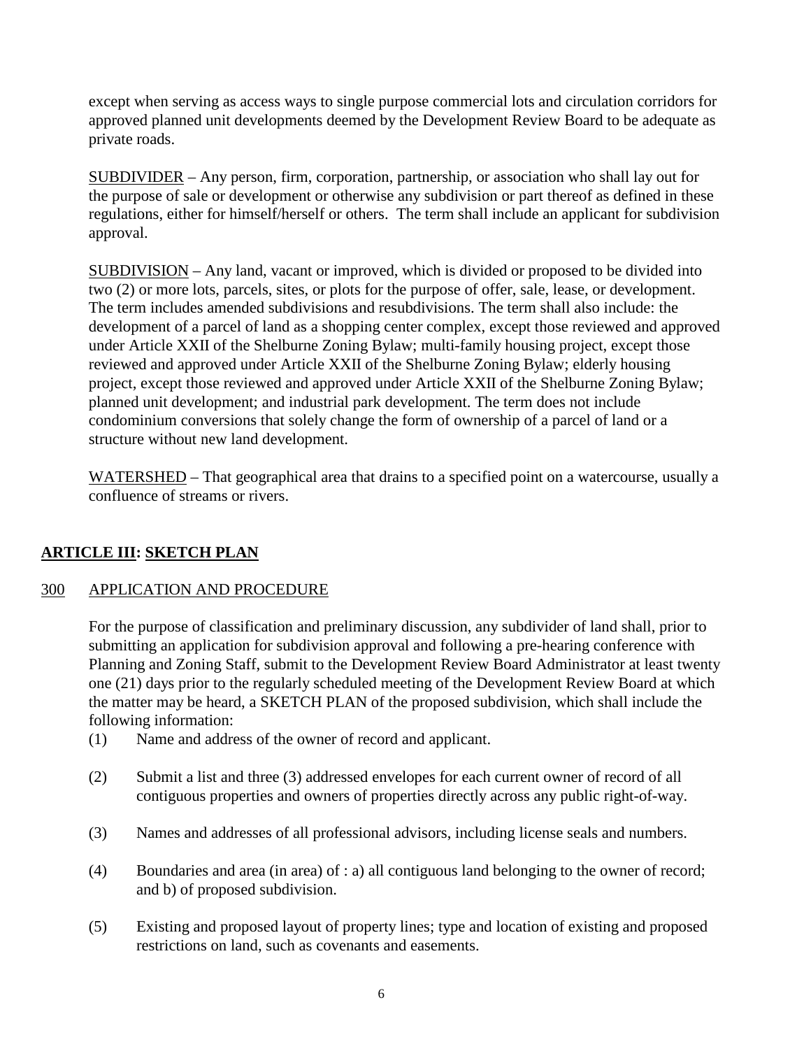except when serving as access ways to single purpose commercial lots and circulation corridors for approved planned unit developments deemed by the Development Review Board to be adequate as private roads.

SUBDIVIDER – Any person, firm, corporation, partnership, or association who shall lay out for the purpose of sale or development or otherwise any subdivision or part thereof as defined in these regulations, either for himself/herself or others. The term shall include an applicant for subdivision approval.

SUBDIVISION – Any land, vacant or improved, which is divided or proposed to be divided into two (2) or more lots, parcels, sites, or plots for the purpose of offer, sale, lease, or development. The term includes amended subdivisions and resubdivisions. The term shall also include: the development of a parcel of land as a shopping center complex, except those reviewed and approved under Article XXII of the Shelburne Zoning Bylaw; multi-family housing project, except those reviewed and approved under Article XXII of the Shelburne Zoning Bylaw; elderly housing project, except those reviewed and approved under Article XXII of the Shelburne Zoning Bylaw; planned unit development; and industrial park development. The term does not include condominium conversions that solely change the form of ownership of a parcel of land or a structure without new land development.

WATERSHED – That geographical area that drains to a specified point on a watercourse, usually a confluence of streams or rivers.

## ARTICLE III: SKETCH PLAN

### 300 APPLICATION AND PROCEDURE

For the purpose of classification and preliminary discussion, any subdivider of land shall, prior to submitting an application for subdivision approval and following a pre-hearing conference with Planning and Zoning Staff, submit to the Development Review Board Administrator at least twenty one (21) days prior to the regularly scheduled meeting of the Development Review Board at which the matter may be heard, a SKETCH PLAN of the proposed subdivision, which shall include the following information:

(1) Name and address of the owner of record and applicant.

(2) Submit a list and three (3) addressed envelopes for each current owner of record of all contiguous properties and owners of properties directly across any public right-of-way.

(3) Names and addresses of all professional advisors, including license seals and numbers.

(4) Boundaries and area (in area) of : a) all contiguous land belonging to the owner of record; and b) of proposed subdivision.

(5) Existing and proposed layout of property lines; type and location of existing and proposed restrictions on land, such as covenants and easements.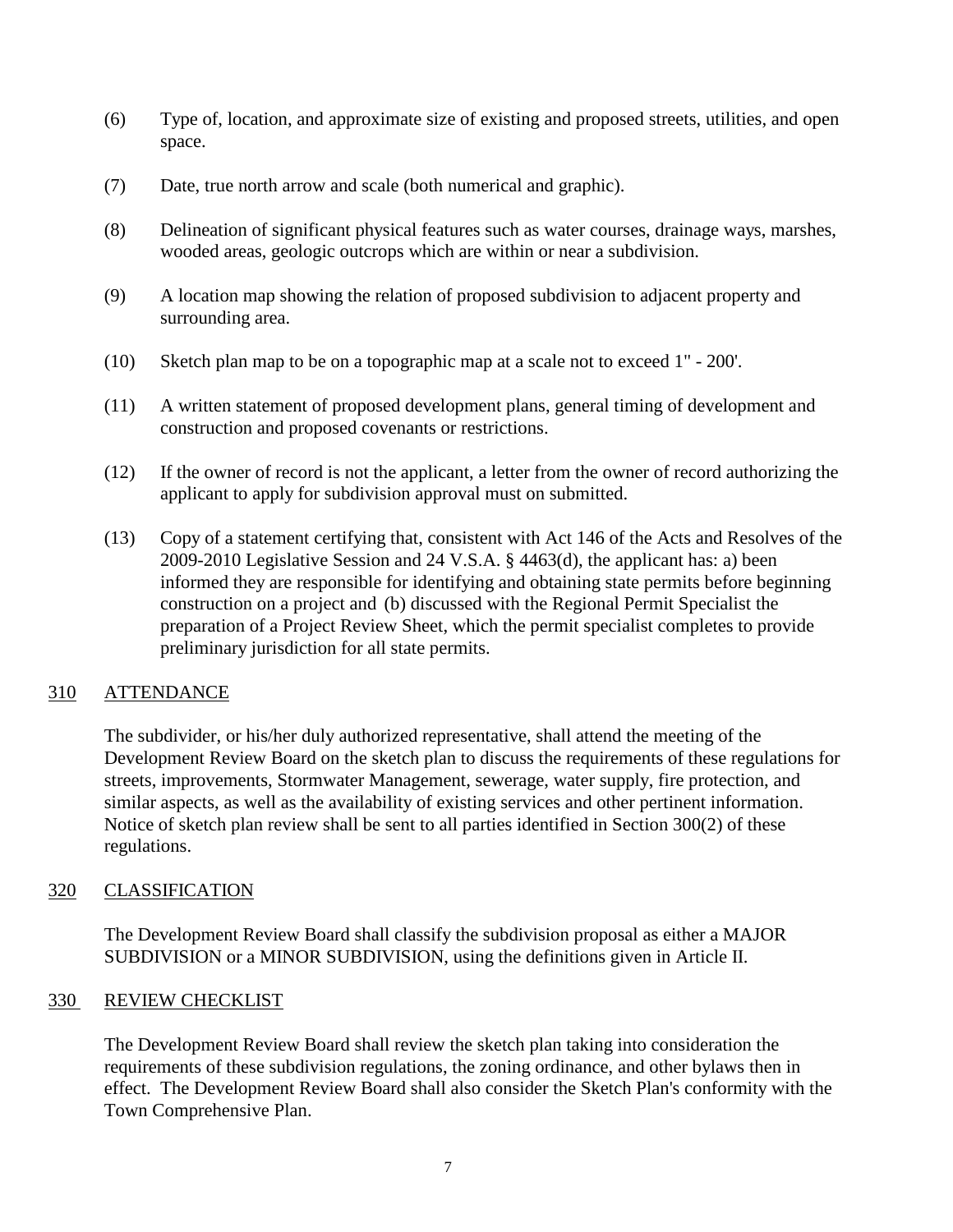(6) Type of, location, and approximate size of existing and proposed streets, utilities, and open space.

(7) Date, true north arrow and scale (both numerical and graphic).

(8) Delineation of significant physical features such as water courses, drainage ways, marshes, wooded areas, geologic outcrops which are within or near a subdivision.

(9) A location map showing the relation of proposed subdivision to adjacent property and surrounding area.

(10) Sketch plan map to be on a topographic map at a scale not to exceed 1" - 200'.

(11) A written statement of proposed development plans, general timing of development and construction and proposed covenants or restrictions.

(12) If the owner of record is not the applicant, a letter from the owner of record authorizing the applicant to apply for subdivision approval must on submitted.

(13) Copy of a statement certifying that, consistent with Act 146 of the Acts and Resolves of the 2009-2010 Legislative Session and 24 V.S.A. § 4463(d), the applicant has: a) been informed they are responsible for identifying and obtaining state permits before beginning construction on a project and (b) discussed with the Regional Permit Specialist the preparation of a Project Review Sheet, which the permit specialist completes to provide preliminary jurisdiction for all state permits.

## 310 ATTENDANCE

The subdivider, or his/her duly authorized representative, shall attend the meeting of the Development Review Board on the sketch plan to discuss the requirements of these regulations for streets, improvements, Stormwater Management, sewerage, water supply, fire protection, and similar aspects, as well as the availability of existing services and other pertinent information. Notice of sketch plan review shall be sent to all parties identified in Section 300(2) of these regulations.

## 320 CLASSIFICATION

The Development Review Board shall classify the subdivision proposal as either a MAJOR SUBDIVISION or a MINOR SUBDIVISION, using the definitions given in Article II.

## 330 REVIEW CHECKLIST

The Development Review Board shall review the sketch plan taking into consideration the requirements of these subdivision regulations, the zoning ordinance, and other bylaws then in effect. The Development Review Board shall also consider the Sketch Plan's conformity with the Town Comprehensive Plan.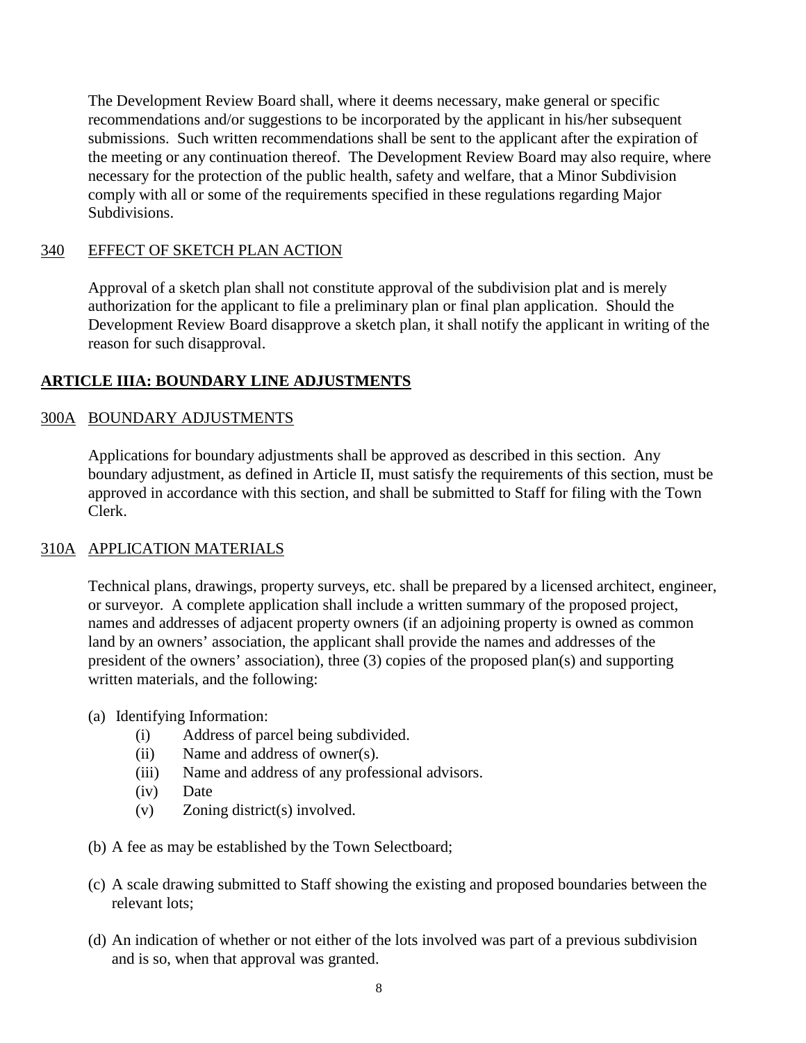The Development Review Board shall, where it deems necessary, make general or specific recommendations and/or suggestions to be incorporated by the applicant in his/her subsequent submissions. Such written recommendations shall be sent to the applicant after the expiration of the meeting or any continuation thereof. The Development Review Board may also require, where necessary for the protection of the public health, safety and welfare, that a Minor Subdivision comply with all or some of the requirements specified in these regulations regarding Major Subdivisions.

### 340 EFFECT OF SKETCH PLAN ACTION

Approval of a sketch plan shall not constitute approval of the subdivision plat and is merely authorization for the applicant to file a preliminary plan or final plan application. Should the Development Review Board disapprove a sketch plan, it shall notify the applicant in writing of the reason for such disapproval.

## ARTICLE IIIA: BOUNDARY LINE ADJUSTMENTS

### 300A BOUNDARY ADJUSTMENTS

Applications for boundary adjustments shall be approved as described in this section. Any boundary adjustment, as defined in Article II, must satisfy the requirements of this section, must be approved in accordance with this section, and shall be submitted to Staff for filing with the Town Clerk.

### 310A APPLICATION MATERIALS

Technical plans, drawings, property surveys, etc. shall be prepared by a licensed architect, engineer, or surveyor. A complete application shall include a written summary of the proposed project, names and addresses of adjacent property owners (if an adjoining property is owned as common land by an owners' association, the applicant shall provide the names and addresses of the president of the owners' association), three (3) copies of the proposed plan(s) and supporting written materials, and the following:

(a) Identifying Information:
   - (i) Address of parcel being subdivided.
   - (ii) Name and address of owner(s).
   - (iii) Name and address of any professional advisors.
   - (iv) Date
   - (v) Zoning district(s) involved.

(b) A fee as may be established by the Town Selectboard;

(c) A scale drawing submitted to Staff showing the existing and proposed boundaries between the relevant lots;

(d) An indication of whether or not either of the lots involved was part of a previous subdivision and is so, when that approval was granted.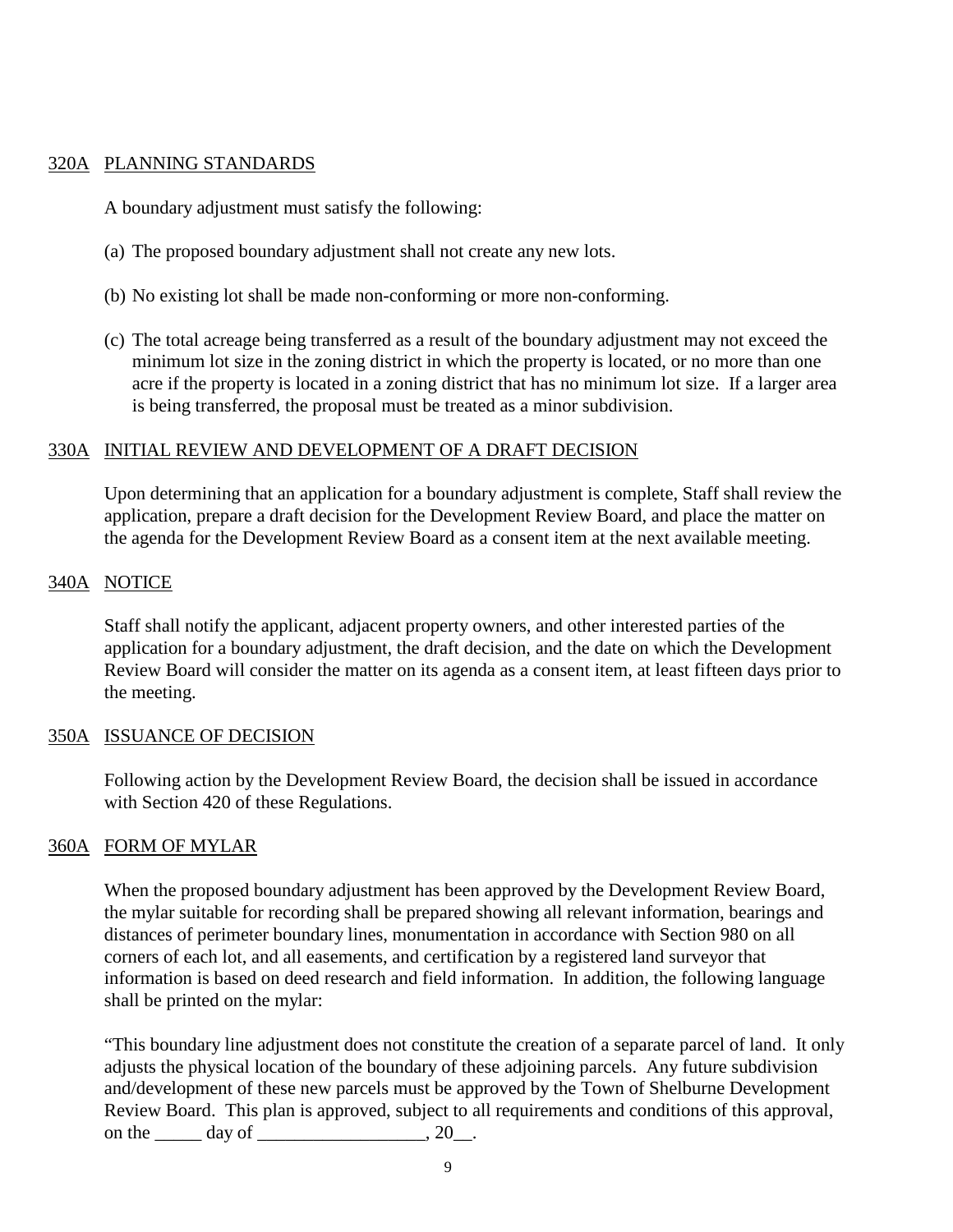## 320A PLANNING STANDARDS

A boundary adjustment must satisfy the following:

(a) The proposed boundary adjustment shall not create any new lots.

(b) No existing lot shall be made non-conforming or more non-conforming.

(c) The total acreage being transferred as a result of the boundary adjustment may not exceed the minimum lot size in the zoning district in which the property is located, or no more than one acre if the property is located in a zoning district that has no minimum lot size. If a larger area is being transferred, the proposal must be treated as a minor subdivision.

## 330A INITIAL REVIEW AND DEVELOPMENT OF A DRAFT DECISION

Upon determining that an application for a boundary adjustment is complete, Staff shall review the application, prepare a draft decision for the Development Review Board, and place the matter on the agenda for the Development Review Board as a consent item at the next available meeting.

## 340A NOTICE

Staff shall notify the applicant, adjacent property owners, and other interested parties of the application for a boundary adjustment, the draft decision, and the date on which the Development Review Board will consider the matter on its agenda as a consent item, at least fifteen days prior to the meeting.

## 350A ISSUANCE OF DECISION

Following action by the Development Review Board, the decision shall be issued in accordance with Section 420 of these Regulations.

## 360A FORM OF MYLAR

When the proposed boundary adjustment has been approved by the Development Review Board, the mylar suitable for recording shall be prepared showing all relevant information, bearings and distances of perimeter boundary lines, monumentation in accordance with Section 980 on all corners of each lot, and all easements, and certification by a registered land surveyor that information is based on deed research and field information. In addition, the following language shall be printed on the mylar:

"This boundary line adjustment does not constitute the creation of a separate parcel of land. It only adjusts the physical location of the boundary of these adjoining parcels. Any future subdivision and/development of these new parcels must be approved by the Town of Shelburne Development Review Board. This plan is approved, subject to all requirements and conditions of this approval, on the _____ day of __________________, 20__.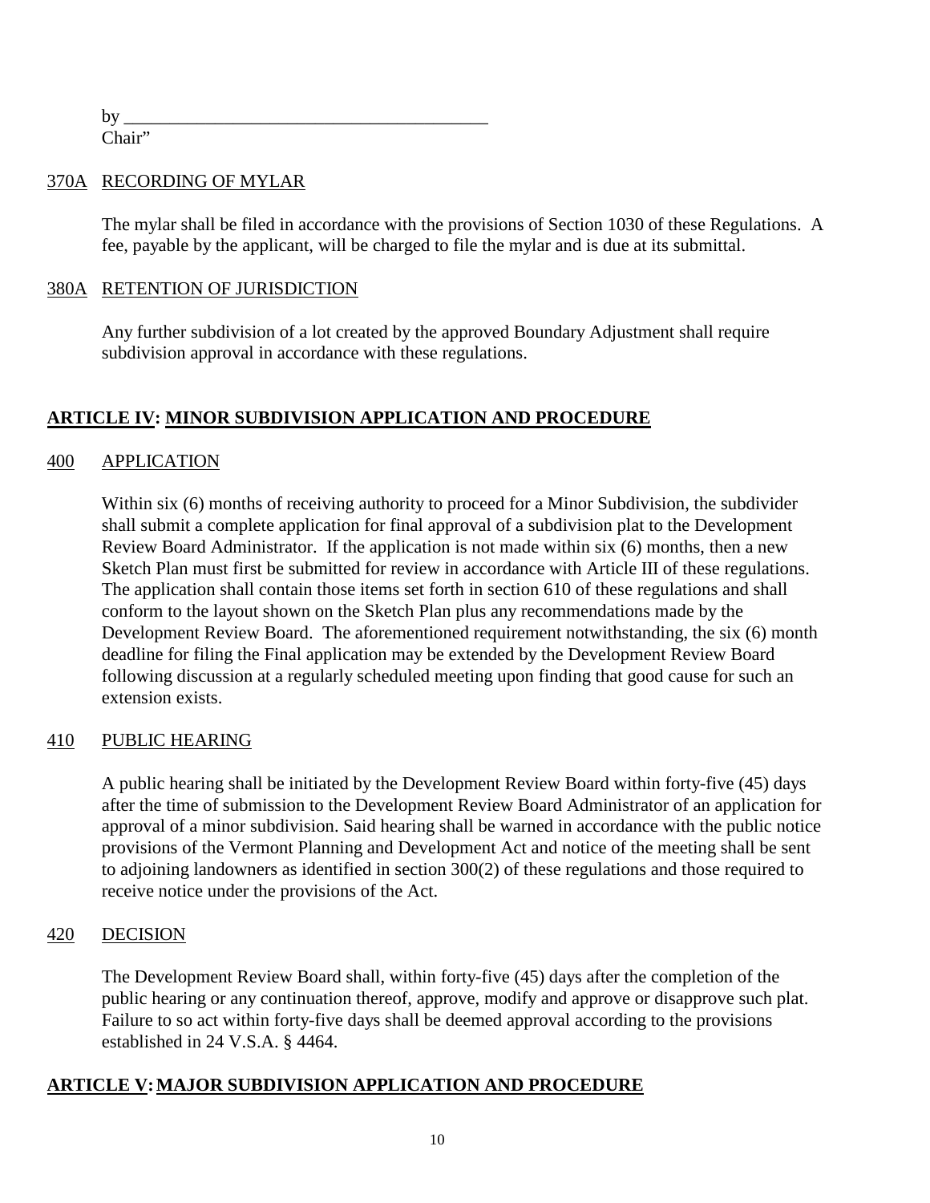by ________________________________________
Chair"

## 370A RECORDING OF MYLAR

The mylar shall be filed in accordance with the provisions of Section 1030 of these Regulations. A fee, payable by the applicant, will be charged to file the mylar and is due at its submittal.

## 380A RETENTION OF JURISDICTION

Any further subdivision of a lot created by the approved Boundary Adjustment shall require subdivision approval in accordance with these regulations.

# ARTICLE IV: MINOR SUBDIVISION APPLICATION AND PROCEDURE

## 400 APPLICATION

Within six (6) months of receiving authority to proceed for a Minor Subdivision, the subdivider shall submit a complete application for final approval of a subdivision plat to the Development Review Board Administrator. If the application is not made within six (6) months, then a new Sketch Plan must first be submitted for review in accordance with Article III of these regulations. The application shall contain those items set forth in section 610 of these regulations and shall conform to the layout shown on the Sketch Plan plus any recommendations made by the Development Review Board. The aforementioned requirement notwithstanding, the six (6) month deadline for filing the Final application may be extended by the Development Review Board following discussion at a regularly scheduled meeting upon finding that good cause for such an extension exists.

## 410 PUBLIC HEARING

A public hearing shall be initiated by the Development Review Board within forty-five (45) days after the time of submission to the Development Review Board Administrator of an application for approval of a minor subdivision. Said hearing shall be warned in accordance with the public notice provisions of the Vermont Planning and Development Act and notice of the meeting shall be sent to adjoining landowners as identified in section 300(2) of these regulations and those required to receive notice under the provisions of the Act.

## 420 DECISION

The Development Review Board shall, within forty-five (45) days after the completion of the public hearing or any continuation thereof, approve, modify and approve or disapprove such plat. Failure to so act within forty-five days shall be deemed approval according to the provisions established in 24 V.S.A. § 4464.

# ARTICLE V: MAJOR SUBDIVISION APPLICATION AND PROCEDURE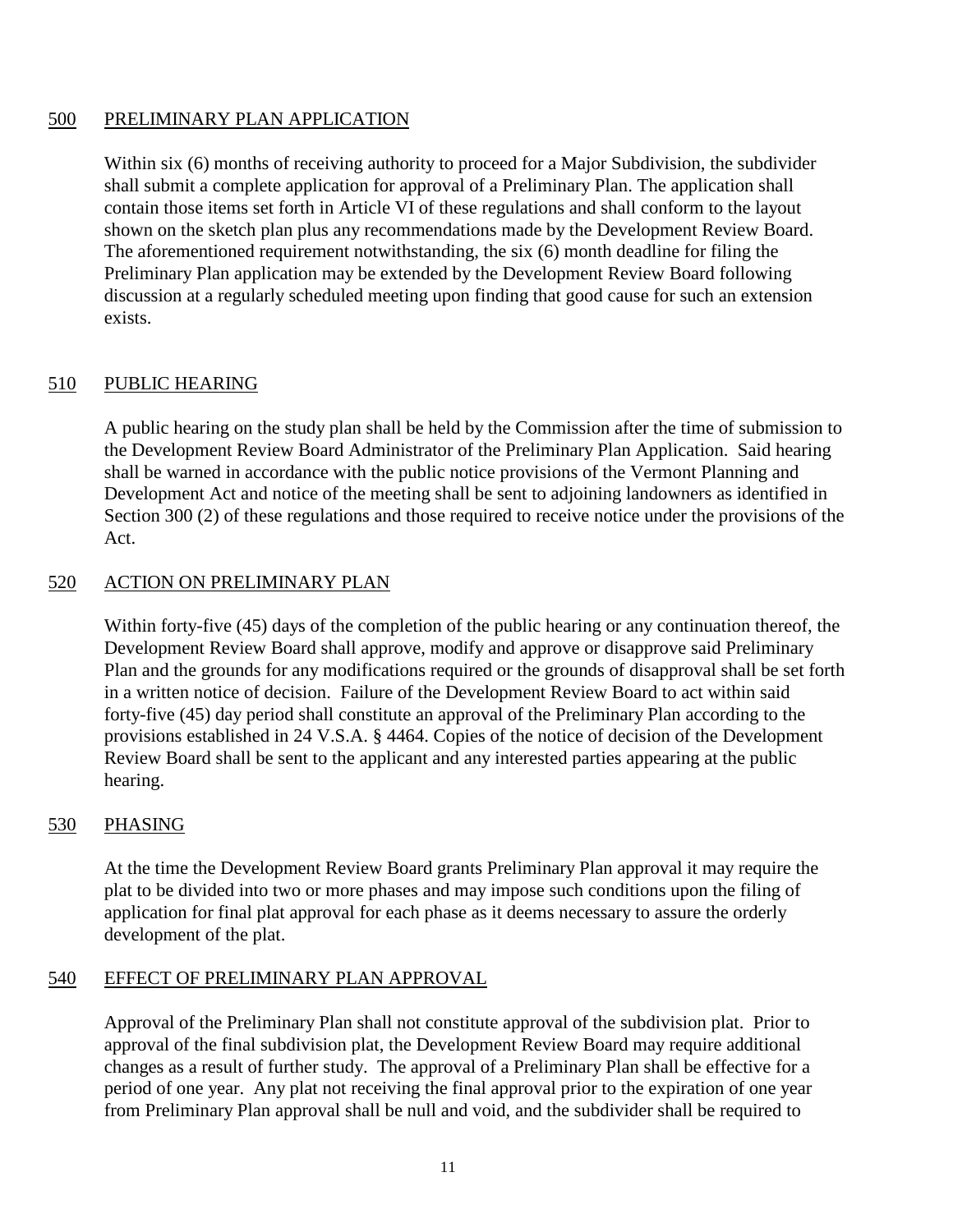## 500 PRELIMINARY PLAN APPLICATION

Within six (6) months of receiving authority to proceed for a Major Subdivision, the subdivider shall submit a complete application for approval of a Preliminary Plan. The application shall contain those items set forth in Article VI of these regulations and shall conform to the layout shown on the sketch plan plus any recommendations made by the Development Review Board. The aforementioned requirement notwithstanding, the six (6) month deadline for filing the Preliminary Plan application may be extended by the Development Review Board following discussion at a regularly scheduled meeting upon finding that good cause for such an extension exists.

## 510 PUBLIC HEARING

A public hearing on the study plan shall be held by the Commission after the time of submission to the Development Review Board Administrator of the Preliminary Plan Application. Said hearing shall be warned in accordance with the public notice provisions of the Vermont Planning and Development Act and notice of the meeting shall be sent to adjoining landowners as identified in Section 300 (2) of these regulations and those required to receive notice under the provisions of the Act.

## 520 ACTION ON PRELIMINARY PLAN

Within forty-five (45) days of the completion of the public hearing or any continuation thereof, the Development Review Board shall approve, modify and approve or disapprove said Preliminary Plan and the grounds for any modifications required or the grounds of disapproval shall be set forth in a written notice of decision. Failure of the Development Review Board to act within said forty-five (45) day period shall constitute an approval of the Preliminary Plan according to the provisions established in 24 V.S.A. § 4464. Copies of the notice of decision of the Development Review Board shall be sent to the applicant and any interested parties appearing at the public hearing.

## 530 PHASING

At the time the Development Review Board grants Preliminary Plan approval it may require the plat to be divided into two or more phases and may impose such conditions upon the filing of application for final plat approval for each phase as it deems necessary to assure the orderly development of the plat.

## 540 EFFECT OF PRELIMINARY PLAN APPROVAL

Approval of the Preliminary Plan shall not constitute approval of the subdivision plat. Prior to approval of the final subdivision plat, the Development Review Board may require additional changes as a result of further study. The approval of a Preliminary Plan shall be effective for a period of one year. Any plat not receiving the final approval prior to the expiration of one year from Preliminary Plan approval shall be null and void, and the subdivider shall be required to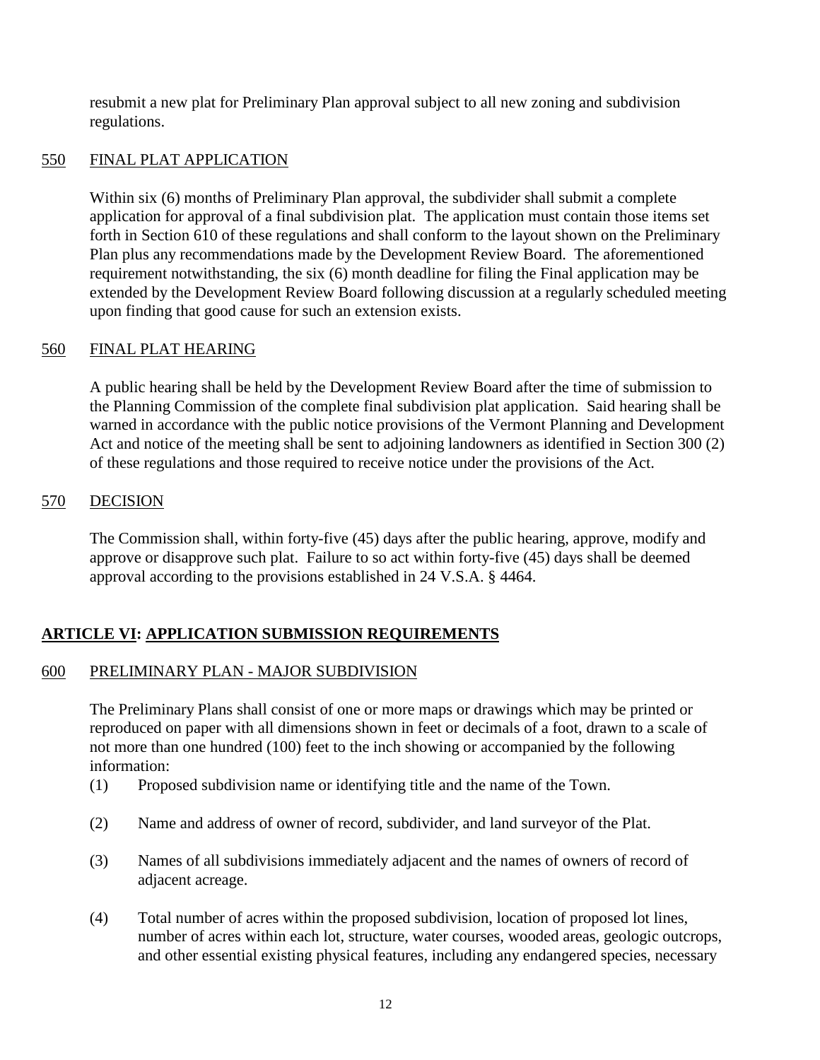resubmit a new plat for Preliminary Plan approval subject to all new zoning and subdivision regulations.

### 550 FINAL PLAT APPLICATION

Within six (6) months of Preliminary Plan approval, the subdivider shall submit a complete application for approval of a final subdivision plat. The application must contain those items set forth in Section 610 of these regulations and shall conform to the layout shown on the Preliminary Plan plus any recommendations made by the Development Review Board. The aforementioned requirement notwithstanding, the six (6) month deadline for filing the Final application may be extended by the Development Review Board following discussion at a regularly scheduled meeting upon finding that good cause for such an extension exists.

### 560 FINAL PLAT HEARING

A public hearing shall be held by the Development Review Board after the time of submission to the Planning Commission of the complete final subdivision plat application. Said hearing shall be warned in accordance with the public notice provisions of the Vermont Planning and Development Act and notice of the meeting shall be sent to adjoining landowners as identified in Section 300 (2) of these regulations and those required to receive notice under the provisions of the Act.

### 570 DECISION

The Commission shall, within forty-five (45) days after the public hearing, approve, modify and approve or disapprove such plat. Failure to so act within forty-five (45) days shall be deemed approval according to the provisions established in 24 V.S.A. § 4464.

## ARTICLE VI: APPLICATION SUBMISSION REQUIREMENTS

### 600 PRELIMINARY PLAN - MAJOR SUBDIVISION

The Preliminary Plans shall consist of one or more maps or drawings which may be printed or reproduced on paper with all dimensions shown in feet or decimals of a foot, drawn to a scale of not more than one hundred (100) feet to the inch showing or accompanied by the following information:

(1) Proposed subdivision name or identifying title and the name of the Town.

(2) Name and address of owner of record, subdivider, and land surveyor of the Plat.

(3) Names of all subdivisions immediately adjacent and the names of owners of record of adjacent acreage.

(4) Total number of acres within the proposed subdivision, location of proposed lot lines, number of acres within each lot, structure, water courses, wooded areas, geologic outcrops, and other essential existing physical features, including any endangered species, necessary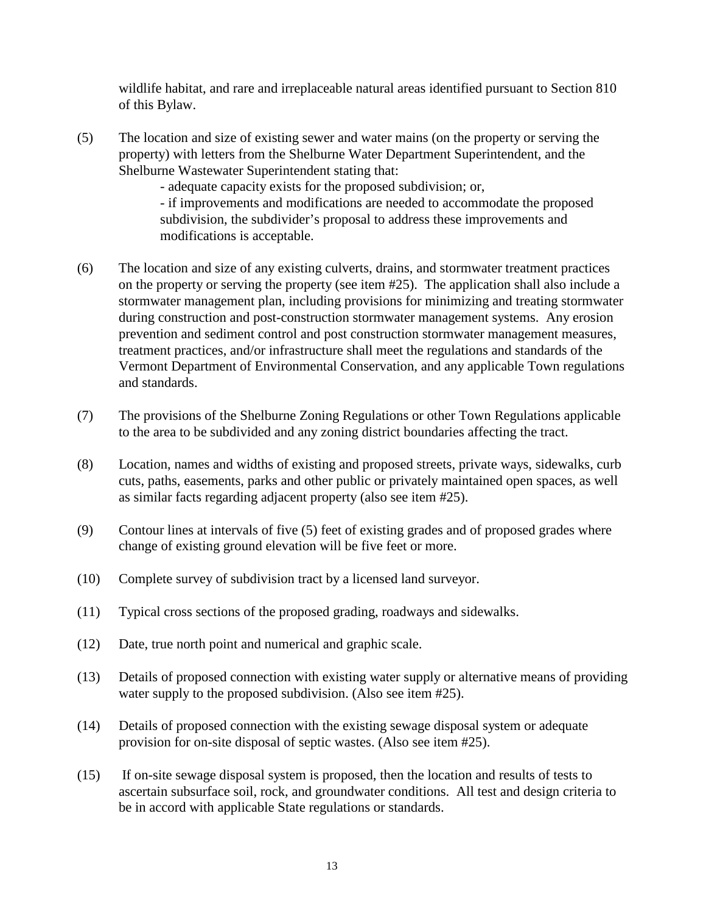wildlife habitat, and rare and irreplaceable natural areas identified pursuant to Section 810 of this Bylaw.

(5) The location and size of existing sewer and water mains (on the property or serving the property) with letters from the Shelburne Water Department Superintendent, and the Shelburne Wastewater Superintendent stating that:

- adequate capacity exists for the proposed subdivision; or,
- if improvements and modifications are needed to accommodate the proposed subdivision, the subdivider's proposal to address these improvements and modifications is acceptable.

(6) The location and size of any existing culverts, drains, and stormwater treatment practices on the property or serving the property (see item #25). The application shall also include a stormwater management plan, including provisions for minimizing and treating stormwater during construction and post-construction stormwater management systems. Any erosion prevention and sediment control and post construction stormwater management measures, treatment practices, and/or infrastructure shall meet the regulations and standards of the Vermont Department of Environmental Conservation, and any applicable Town regulations and standards.

(7) The provisions of the Shelburne Zoning Regulations or other Town Regulations applicable to the area to be subdivided and any zoning district boundaries affecting the tract.

(8) Location, names and widths of existing and proposed streets, private ways, sidewalks, curb cuts, paths, easements, parks and other public or privately maintained open spaces, as well as similar facts regarding adjacent property (also see item #25).

(9) Contour lines at intervals of five (5) feet of existing grades and of proposed grades where change of existing ground elevation will be five feet or more.

(10) Complete survey of subdivision tract by a licensed land surveyor.

(11) Typical cross sections of the proposed grading, roadways and sidewalks.

(12) Date, true north point and numerical and graphic scale.

(13) Details of proposed connection with existing water supply or alternative means of providing water supply to the proposed subdivision. (Also see item #25).

(14) Details of proposed connection with the existing sewage disposal system or adequate provision for on-site disposal of septic wastes. (Also see item #25).

(15) If on-site sewage disposal system is proposed, then the location and results of tests to ascertain subsurface soil, rock, and groundwater conditions. All test and design criteria to be in accord with applicable State regulations or standards.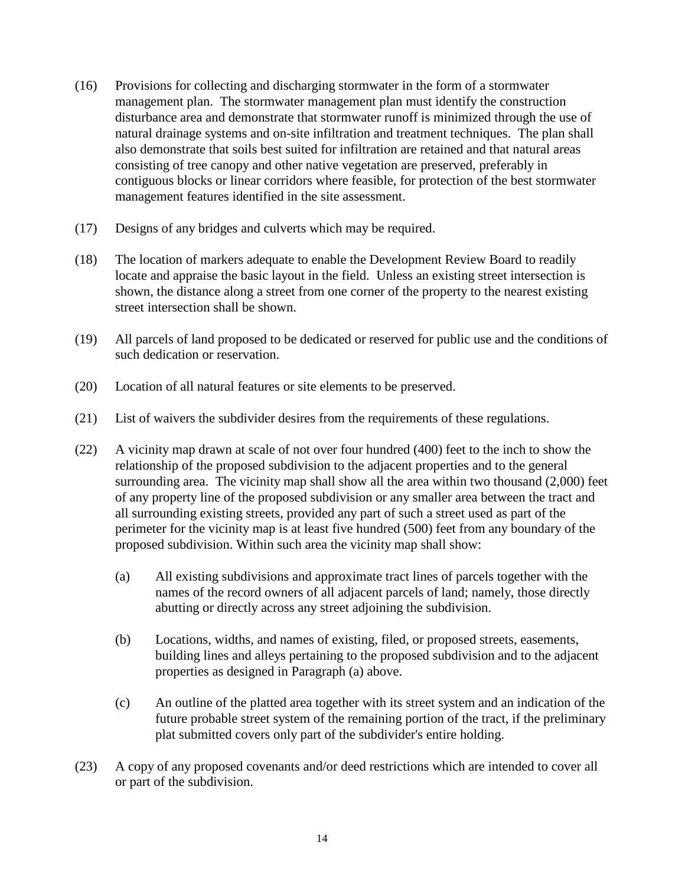(16) Provisions for collecting and discharging stormwater in the form of a stormwater management plan. The stormwater management plan must identify the construction disturbance area and demonstrate that stormwater runoff is minimized through the use of natural drainage systems and on-site infiltration and treatment techniques. The plan shall also demonstrate that soils best suited for infiltration are retained and that natural areas consisting of tree canopy and other native vegetation are preserved, preferably in contiguous blocks or linear corridors where feasible, for protection of the best stormwater management features identified in the site assessment.

(17) Designs of any bridges and culverts which may be required.

(18) The location of markers adequate to enable the Development Review Board to readily locate and appraise the basic layout in the field. Unless an existing street intersection is shown, the distance along a street from one corner of the property to the nearest existing street intersection shall be shown.

(19) All parcels of land proposed to be dedicated or reserved for public use and the conditions of such dedication or reservation.

(20) Location of all natural features or site elements to be preserved.

(21) List of waivers the subdivider desires from the requirements of these regulations.

(22) A vicinity map drawn at scale of not over four hundred (400) feet to the inch to show the relationship of the proposed subdivision to the adjacent properties and to the general surrounding area. The vicinity map shall show all the area within two thousand (2,000) feet of any property line of the proposed subdivision or any smaller area between the tract and all surrounding existing streets, provided any part of such a street used as part of the perimeter for the vicinity map is at least five hundred (500) feet from any boundary of the proposed subdivision. Within such area the vicinity map shall show:

  (a) All existing subdivisions and approximate tract lines of parcels together with the names of the record owners of all adjacent parcels of land; namely, those directly abutting or directly across any street adjoining the subdivision.

  (b) Locations, widths, and names of existing, filed, or proposed streets, easements, building lines and alleys pertaining to the proposed subdivision and to the adjacent properties as designed in Paragraph (a) above.

  (c) An outline of the platted area together with its street system and an indication of the future probable street system of the remaining portion of the tract, if the preliminary plat submitted covers only part of the subdivider's entire holding.

(23) A copy of any proposed covenants and/or deed restrictions which are intended to cover all or part of the subdivision.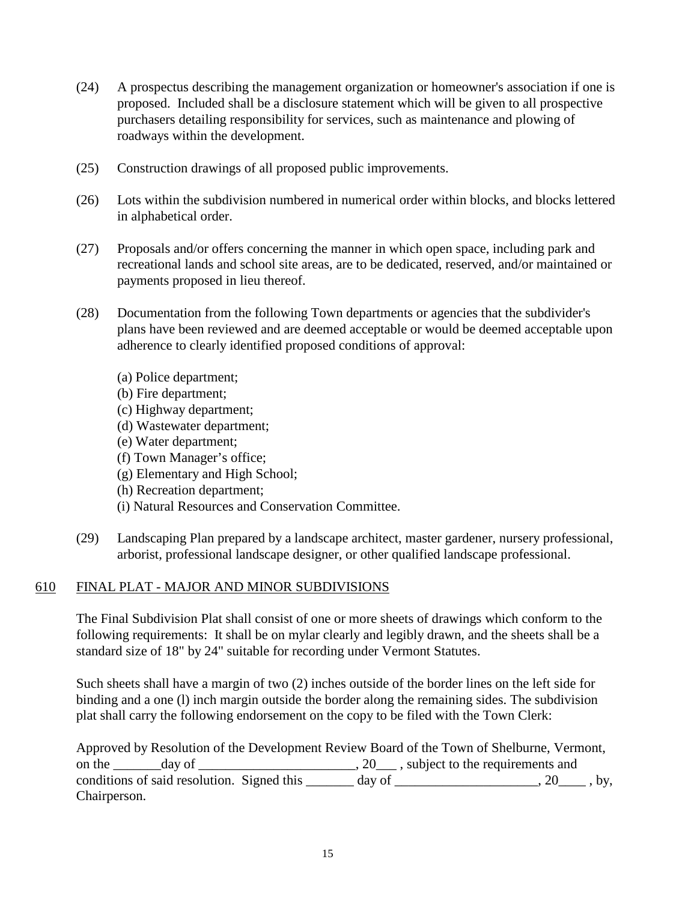(24) A prospectus describing the management organization or homeowner's association if one is proposed. Included shall be a disclosure statement which will be given to all prospective purchasers detailing responsibility for services, such as maintenance and plowing of roadways within the development.

(25) Construction drawings of all proposed public improvements.

(26) Lots within the subdivision numbered in numerical order within blocks, and blocks lettered in alphabetical order.

(27) Proposals and/or offers concerning the manner in which open space, including park and recreational lands and school site areas, are to be dedicated, reserved, and/or maintained or payments proposed in lieu thereof.

(28) Documentation from the following Town departments or agencies that the subdivider's plans have been reviewed and are deemed acceptable or would be deemed acceptable upon adherence to clearly identified proposed conditions of approval:

(a) Police department;
(b) Fire department;
(c) Highway department;
(d) Wastewater department;
(e) Water department;
(f) Town Manager's office;
(g) Elementary and High School;
(h) Recreation department;
(i) Natural Resources and Conservation Committee.

(29) Landscaping Plan prepared by a landscape architect, master gardener, nursery professional, arborist, professional landscape designer, or other qualified landscape professional.

## 610 FINAL PLAT - MAJOR AND MINOR SUBDIVISIONS

The Final Subdivision Plat shall consist of one or more sheets of drawings which conform to the following requirements: It shall be on mylar clearly and legibly drawn, and the sheets shall be a standard size of 18" by 24" suitable for recording under Vermont Statutes.

Such sheets shall have a margin of two (2) inches outside of the border lines on the left side for binding and a one (l) inch margin outside the border along the remaining sides. The subdivision plat shall carry the following endorsement on the copy to be filed with the Town Clerk:

Approved by Resolution of the Development Review Board of the Town of Shelburne, Vermont, on the _______day of _______________________, 20___ , subject to the requirements and conditions of said resolution. Signed this _______ day of _____________________, 20____ , by, Chairperson.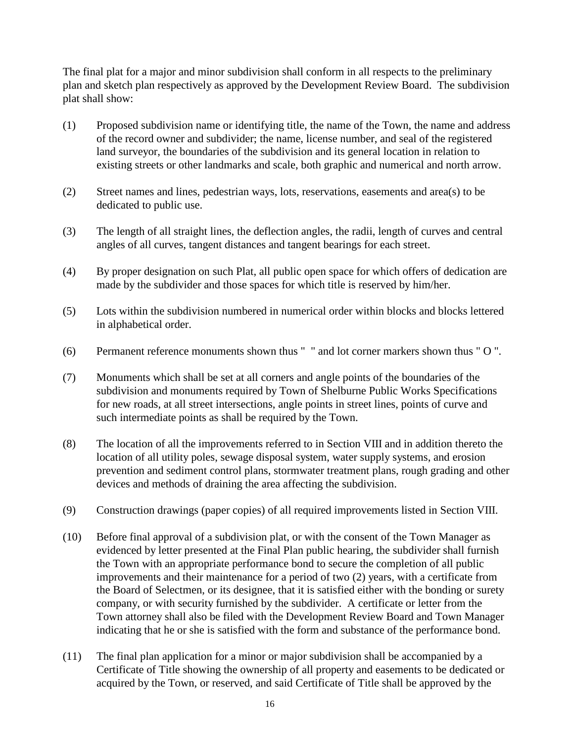The final plat for a major and minor subdivision shall conform in all respects to the preliminary plan and sketch plan respectively as approved by the Development Review Board. The subdivision plat shall show:

(1) Proposed subdivision name or identifying title, the name of the Town, the name and address of the record owner and subdivider; the name, license number, and seal of the registered land surveyor, the boundaries of the subdivision and its general location in relation to existing streets or other landmarks and scale, both graphic and numerical and north arrow.

(2) Street names and lines, pedestrian ways, lots, reservations, easements and area(s) to be dedicated to public use.

(3) The length of all straight lines, the deflection angles, the radii, length of curves and central angles of all curves, tangent distances and tangent bearings for each street.

(4) By proper designation on such Plat, all public open space for which offers of dedication are made by the subdivider and those spaces for which title is reserved by him/her.

(5) Lots within the subdivision numbered in numerical order within blocks and blocks lettered in alphabetical order.

(6) Permanent reference monuments shown thus "  " and lot corner markers shown thus " O ".

(7) Monuments which shall be set at all corners and angle points of the boundaries of the subdivision and monuments required by Town of Shelburne Public Works Specifications for new roads, at all street intersections, angle points in street lines, points of curve and such intermediate points as shall be required by the Town.

(8) The location of all the improvements referred to in Section VIII and in addition thereto the location of all utility poles, sewage disposal system, water supply systems, and erosion prevention and sediment control plans, stormwater treatment plans, rough grading and other devices and methods of draining the area affecting the subdivision.

(9) Construction drawings (paper copies) of all required improvements listed in Section VIII.

(10) Before final approval of a subdivision plat, or with the consent of the Town Manager as evidenced by letter presented at the Final Plan public hearing, the subdivider shall furnish the Town with an appropriate performance bond to secure the completion of all public improvements and their maintenance for a period of two (2) years, with a certificate from the Board of Selectmen, or its designee, that it is satisfied either with the bonding or surety company, or with security furnished by the subdivider. A certificate or letter from the Town attorney shall also be filed with the Development Review Board and Town Manager indicating that he or she is satisfied with the form and substance of the performance bond.

(11) The final plan application for a minor or major subdivision shall be accompanied by a Certificate of Title showing the ownership of all property and easements to be dedicated or acquired by the Town, or reserved, and said Certificate of Title shall be approved by the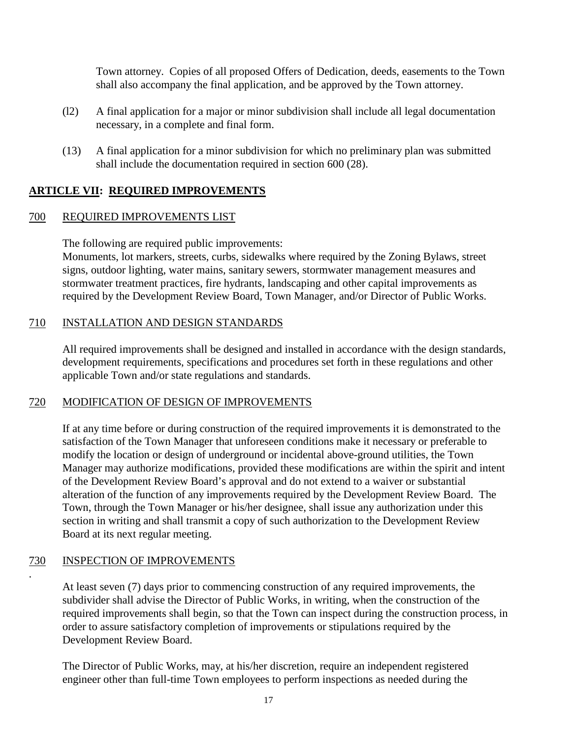Town attorney. Copies of all proposed Offers of Dedication, deeds, easements to the Town shall also accompany the final application, and be approved by the Town attorney.

(l2) A final application for a major or minor subdivision shall include all legal documentation necessary, in a complete and final form.

(13) A final application for a minor subdivision for which no preliminary plan was submitted shall include the documentation required in section 600 (28).

## ARTICLE VII: REQUIRED IMPROVEMENTS

### 700 REQUIRED IMPROVEMENTS LIST

The following are required public improvements:
Monuments, lot markers, streets, curbs, sidewalks where required by the Zoning Bylaws, street signs, outdoor lighting, water mains, sanitary sewers, stormwater management measures and stormwater treatment practices, fire hydrants, landscaping and other capital improvements as required by the Development Review Board, Town Manager, and/or Director of Public Works.

### 710 INSTALLATION AND DESIGN STANDARDS

All required improvements shall be designed and installed in accordance with the design standards, development requirements, specifications and procedures set forth in these regulations and other applicable Town and/or state regulations and standards.

### 720 MODIFICATION OF DESIGN OF IMPROVEMENTS

If at any time before or during construction of the required improvements it is demonstrated to the satisfaction of the Town Manager that unforeseen conditions make it necessary or preferable to modify the location or design of underground or incidental above-ground utilities, the Town Manager may authorize modifications, provided these modifications are within the spirit and intent of the Development Review Board's approval and do not extend to a waiver or substantial alteration of the function of any improvements required by the Development Review Board. The Town, through the Town Manager or his/her designee, shall issue any authorization under this section in writing and shall transmit a copy of such authorization to the Development Review Board at its next regular meeting.

### 730 INSPECTION OF IMPROVEMENTS

At least seven (7) days prior to commencing construction of any required improvements, the subdivider shall advise the Director of Public Works, in writing, when the construction of the required improvements shall begin, so that the Town can inspect during the construction process, in order to assure satisfactory completion of improvements or stipulations required by the Development Review Board.

The Director of Public Works, may, at his/her discretion, require an independent registered engineer other than full-time Town employees to perform inspections as needed during the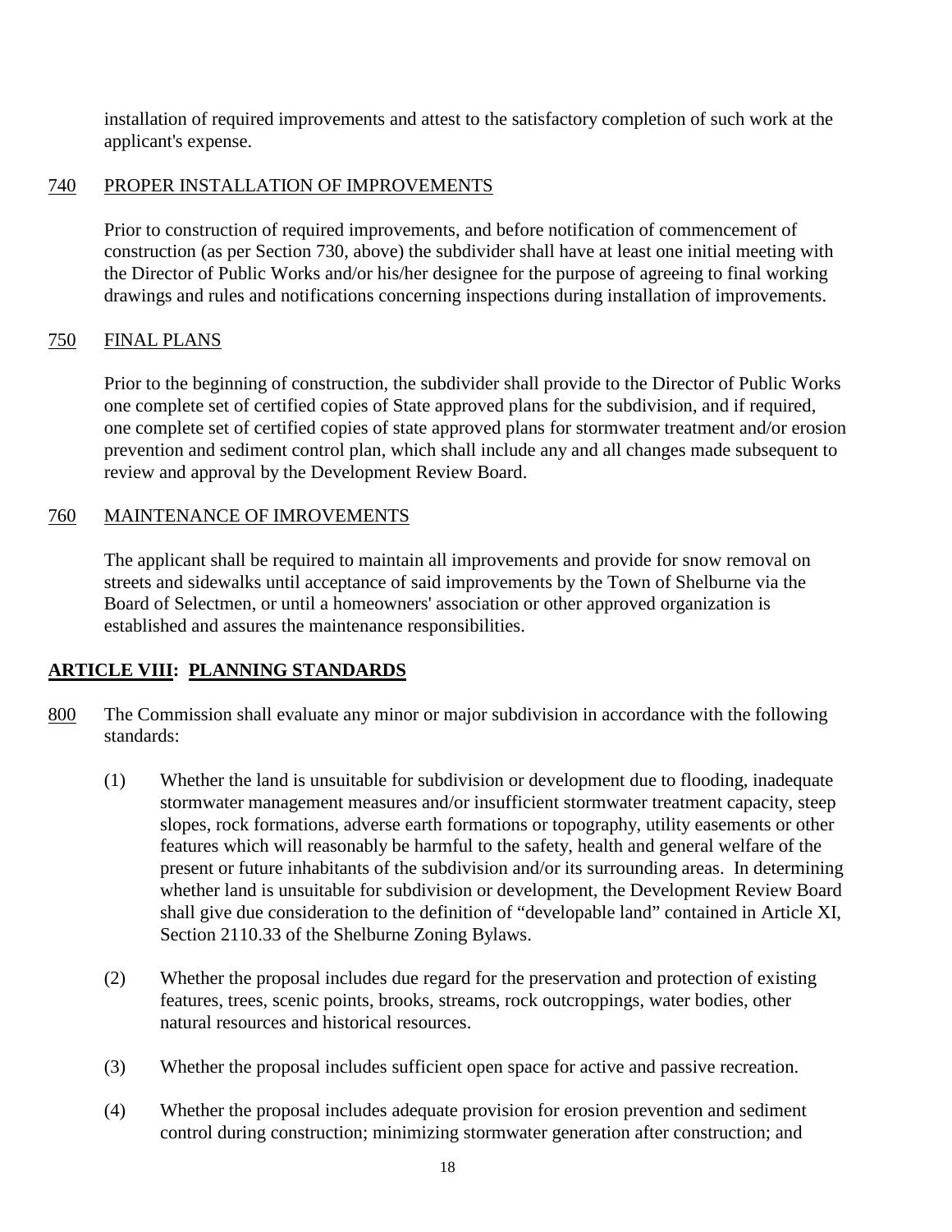installation of required improvements and attest to the satisfactory completion of such work at the applicant's expense.

740 PROPER INSTALLATION OF IMPROVEMENTS

Prior to construction of required improvements, and before notification of commencement of construction (as per Section 730, above) the subdivider shall have at least one initial meeting with the Director of Public Works and/or his/her designee for the purpose of agreeing to final working drawings and rules and notifications concerning inspections during installation of improvements.

750 FINAL PLANS

Prior to the beginning of construction, the subdivider shall provide to the Director of Public Works one complete set of certified copies of State approved plans for the subdivision, and if required, one complete set of certified copies of state approved plans for stormwater treatment and/or erosion prevention and sediment control plan, which shall include any and all changes made subsequent to review and approval by the Development Review Board.

760 MAINTENANCE OF IMROVEMENTS

The applicant shall be required to maintain all improvements and provide for snow removal on streets and sidewalks until acceptance of said improvements by the Town of Shelburne via the Board of Selectmen, or until a homeowners' association or other approved organization is established and assures the maintenance responsibilities.

## ARTICLE VIII: PLANNING STANDARDS

800 The Commission shall evaluate any minor or major subdivision in accordance with the following standards:

(1) Whether the land is unsuitable for subdivision or development due to flooding, inadequate stormwater management measures and/or insufficient stormwater treatment capacity, steep slopes, rock formations, adverse earth formations or topography, utility easements or other features which will reasonably be harmful to the safety, health and general welfare of the present or future inhabitants of the subdivision and/or its surrounding areas. In determining whether land is unsuitable for subdivision or development, the Development Review Board shall give due consideration to the definition of "developable land" contained in Article XI, Section 2110.33 of the Shelburne Zoning Bylaws.

(2) Whether the proposal includes due regard for the preservation and protection of existing features, trees, scenic points, brooks, streams, rock outcroppings, water bodies, other natural resources and historical resources.

(3) Whether the proposal includes sufficient open space for active and passive recreation.

(4) Whether the proposal includes adequate provision for erosion prevention and sediment control during construction; minimizing stormwater generation after construction; and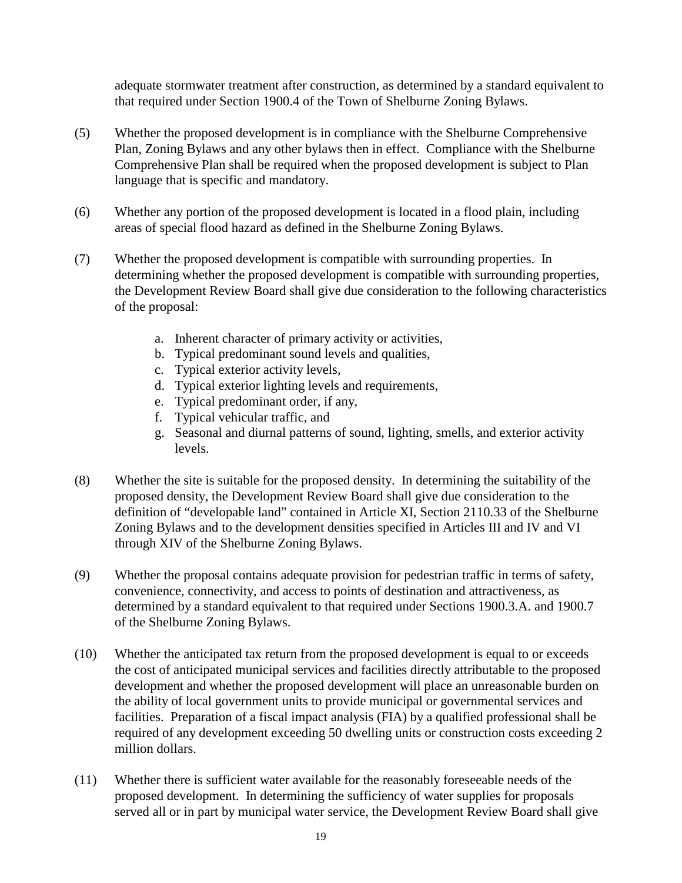adequate stormwater treatment after construction, as determined by a standard equivalent to that required under Section 1900.4 of the Town of Shelburne Zoning Bylaws.

(5) Whether the proposed development is in compliance with the Shelburne Comprehensive Plan, Zoning Bylaws and any other bylaws then in effect. Compliance with the Shelburne Comprehensive Plan shall be required when the proposed development is subject to Plan language that is specific and mandatory.

(6) Whether any portion of the proposed development is located in a flood plain, including areas of special flood hazard as defined in the Shelburne Zoning Bylaws.

(7) Whether the proposed development is compatible with surrounding properties. In determining whether the proposed development is compatible with surrounding properties, the Development Review Board shall give due consideration to the following characteristics of the proposal:

   a. Inherent character of primary activity or activities,
   b. Typical predominant sound levels and qualities,
   c. Typical exterior activity levels,
   d. Typical exterior lighting levels and requirements,
   e. Typical predominant order, if any,
   f. Typical vehicular traffic, and
   g. Seasonal and diurnal patterns of sound, lighting, smells, and exterior activity levels.

(8) Whether the site is suitable for the proposed density. In determining the suitability of the proposed density, the Development Review Board shall give due consideration to the definition of "developable land" contained in Article XI, Section 2110.33 of the Shelburne Zoning Bylaws and to the development densities specified in Articles III and IV and VI through XIV of the Shelburne Zoning Bylaws.

(9) Whether the proposal contains adequate provision for pedestrian traffic in terms of safety, convenience, connectivity, and access to points of destination and attractiveness, as determined by a standard equivalent to that required under Sections 1900.3.A. and 1900.7 of the Shelburne Zoning Bylaws.

(10) Whether the anticipated tax return from the proposed development is equal to or exceeds the cost of anticipated municipal services and facilities directly attributable to the proposed development and whether the proposed development will place an unreasonable burden on the ability of local government units to provide municipal or governmental services and facilities. Preparation of a fiscal impact analysis (FIA) by a qualified professional shall be required of any development exceeding 50 dwelling units or construction costs exceeding 2 million dollars.

(11) Whether there is sufficient water available for the reasonably foreseeable needs of the proposed development. In determining the sufficiency of water supplies for proposals served all or in part by municipal water service, the Development Review Board shall give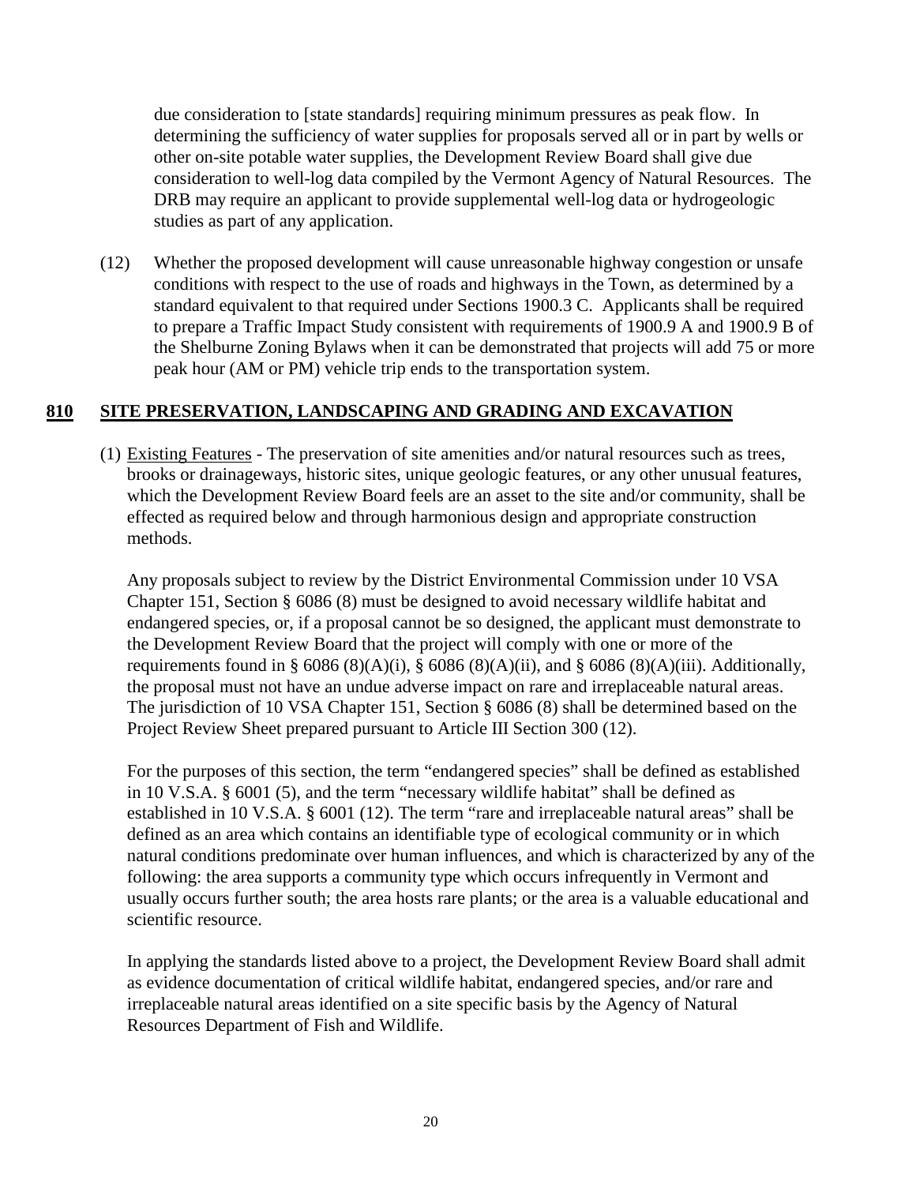due consideration to [state standards] requiring minimum pressures as peak flow. In determining the sufficiency of water supplies for proposals served all or in part by wells or other on-site potable water supplies, the Development Review Board shall give due consideration to well-log data compiled by the Vermont Agency of Natural Resources. The DRB may require an applicant to provide supplemental well-log data or hydrogeologic studies as part of any application.

(12) Whether the proposed development will cause unreasonable highway congestion or unsafe conditions with respect to the use of roads and highways in the Town, as determined by a standard equivalent to that required under Sections 1900.3 C. Applicants shall be required to prepare a Traffic Impact Study consistent with requirements of 1900.9 A and 1900.9 B of the Shelburne Zoning Bylaws when it can be demonstrated that projects will add 75 or more peak hour (AM or PM) vehicle trip ends to the transportation system.

## 810 SITE PRESERVATION, LANDSCAPING AND GRADING AND EXCAVATION

(1) Existing Features - The preservation of site amenities and/or natural resources such as trees, brooks or drainageways, historic sites, unique geologic features, or any other unusual features, which the Development Review Board feels are an asset to the site and/or community, shall be effected as required below and through harmonious design and appropriate construction methods.

Any proposals subject to review by the District Environmental Commission under 10 VSA Chapter 151, Section § 6086 (8) must be designed to avoid necessary wildlife habitat and endangered species, or, if a proposal cannot be so designed, the applicant must demonstrate to the Development Review Board that the project will comply with one or more of the requirements found in § 6086 (8)(A)(i), § 6086 (8)(A)(ii), and § 6086 (8)(A)(iii). Additionally, the proposal must not have an undue adverse impact on rare and irreplaceable natural areas. The jurisdiction of 10 VSA Chapter 151, Section § 6086 (8) shall be determined based on the Project Review Sheet prepared pursuant to Article III Section 300 (12).

For the purposes of this section, the term "endangered species" shall be defined as established in 10 V.S.A. § 6001 (5), and the term "necessary wildlife habitat" shall be defined as established in 10 V.S.A. § 6001 (12). The term "rare and irreplaceable natural areas" shall be defined as an area which contains an identifiable type of ecological community or in which natural conditions predominate over human influences, and which is characterized by any of the following: the area supports a community type which occurs infrequently in Vermont and usually occurs further south; the area hosts rare plants; or the area is a valuable educational and scientific resource.

In applying the standards listed above to a project, the Development Review Board shall admit as evidence documentation of critical wildlife habitat, endangered species, and/or rare and irreplaceable natural areas identified on a site specific basis by the Agency of Natural Resources Department of Fish and Wildlife.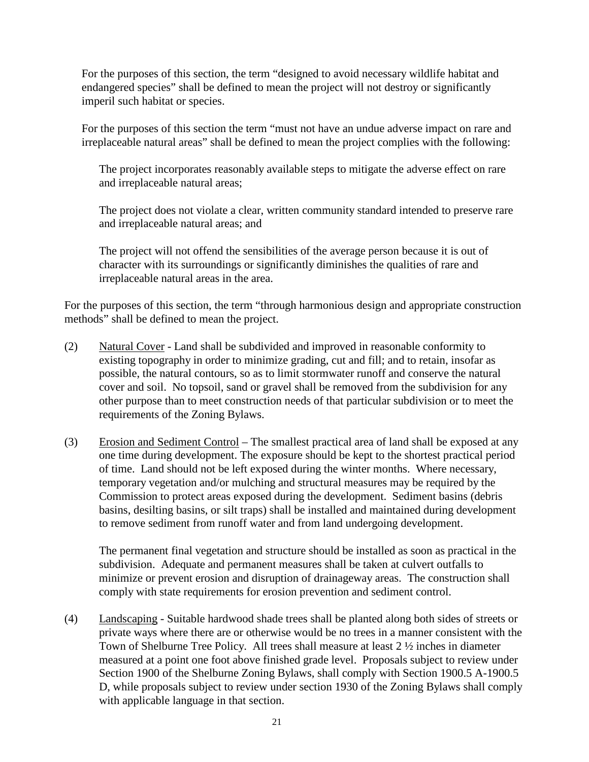For the purposes of this section, the term "designed to avoid necessary wildlife habitat and endangered species" shall be defined to mean the project will not destroy or significantly imperil such habitat or species.

For the purposes of this section the term "must not have an undue adverse impact on rare and irreplaceable natural areas" shall be defined to mean the project complies with the following:

The project incorporates reasonably available steps to mitigate the adverse effect on rare and irreplaceable natural areas;

The project does not violate a clear, written community standard intended to preserve rare and irreplaceable natural areas; and

The project will not offend the sensibilities of the average person because it is out of character with its surroundings or significantly diminishes the qualities of rare and irreplaceable natural areas in the area.

For the purposes of this section, the term "through harmonious design and appropriate construction methods" shall be defined to mean the project.

(2) Natural Cover - Land shall be subdivided and improved in reasonable conformity to existing topography in order to minimize grading, cut and fill; and to retain, insofar as possible, the natural contours, so as to limit stormwater runoff and conserve the natural cover and soil. No topsoil, sand or gravel shall be removed from the subdivision for any other purpose than to meet construction needs of that particular subdivision or to meet the requirements of the Zoning Bylaws.

(3) Erosion and Sediment Control – The smallest practical area of land shall be exposed at any one time during development. The exposure should be kept to the shortest practical period of time. Land should not be left exposed during the winter months. Where necessary, temporary vegetation and/or mulching and structural measures may be required by the Commission to protect areas exposed during the development. Sediment basins (debris basins, desilting basins, or silt traps) shall be installed and maintained during development to remove sediment from runoff water and from land undergoing development.

The permanent final vegetation and structure should be installed as soon as practical in the subdivision. Adequate and permanent measures shall be taken at culvert outfalls to minimize or prevent erosion and disruption of drainageway areas. The construction shall comply with state requirements for erosion prevention and sediment control.

(4) Landscaping - Suitable hardwood shade trees shall be planted along both sides of streets or private ways where there are or otherwise would be no trees in a manner consistent with the Town of Shelburne Tree Policy. All trees shall measure at least 2 ½ inches in diameter measured at a point one foot above finished grade level. Proposals subject to review under Section 1900 of the Shelburne Zoning Bylaws, shall comply with Section 1900.5 A-1900.5 D, while proposals subject to review under section 1930 of the Zoning Bylaws shall comply with applicable language in that section.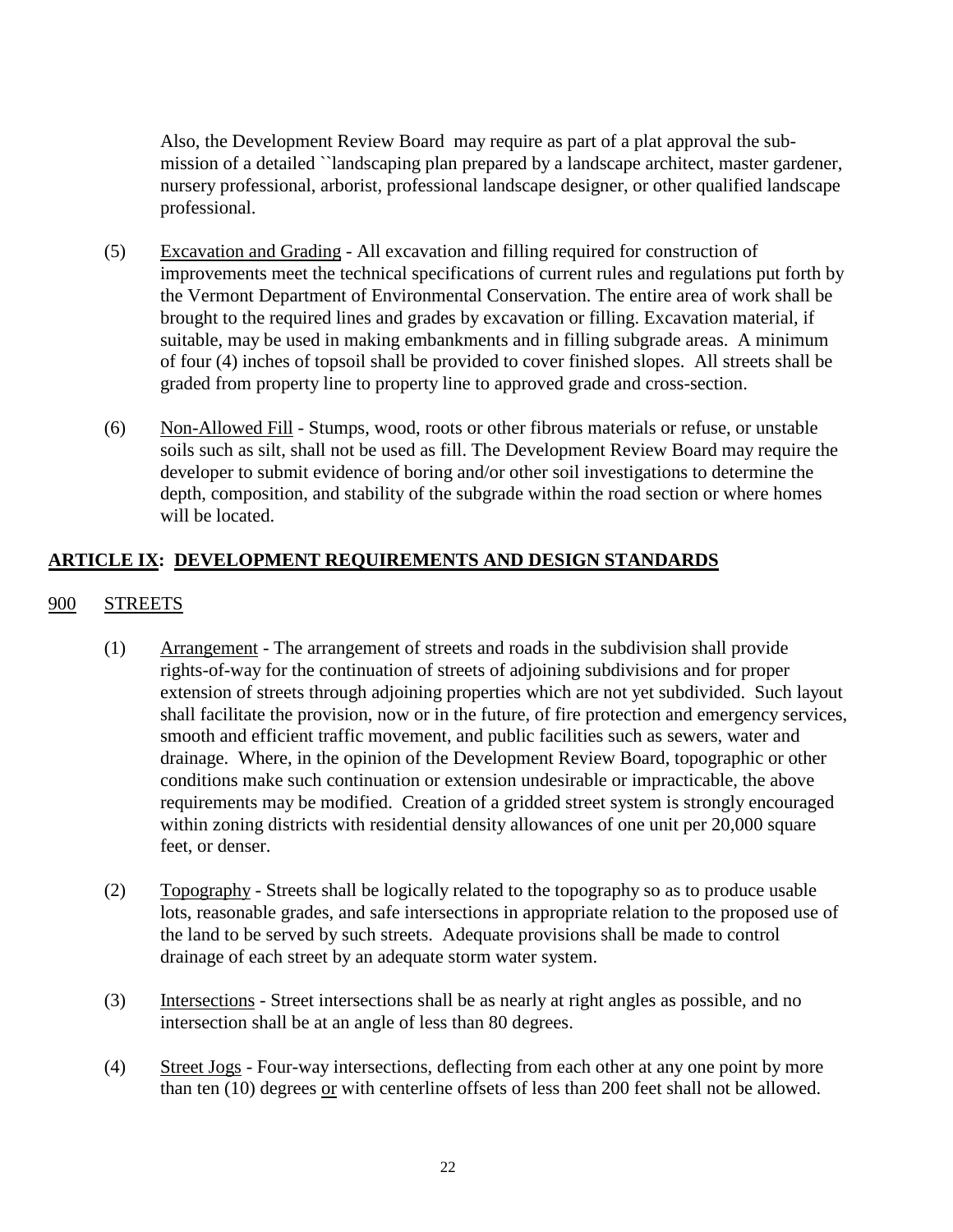Also, the Development Review Board may require as part of a plat approval the sub-mission of a detailed ``landscaping plan prepared by a landscape architect, master gardener, nursery professional, arborist, professional landscape designer, or other qualified landscape professional.

(5) Excavation and Grading - All excavation and filling required for construction of improvements meet the technical specifications of current rules and regulations put forth by the Vermont Department of Environmental Conservation. The entire area of work shall be brought to the required lines and grades by excavation or filling. Excavation material, if suitable, may be used in making embankments and in filling subgrade areas. A minimum of four (4) inches of topsoil shall be provided to cover finished slopes. All streets shall be graded from property line to property line to approved grade and cross-section.

(6) Non-Allowed Fill - Stumps, wood, roots or other fibrous materials or refuse, or unstable soils such as silt, shall not be used as fill. The Development Review Board may require the developer to submit evidence of boring and/or other soil investigations to determine the depth, composition, and stability of the subgrade within the road section or where homes will be located.

## ARTICLE IX: DEVELOPMENT REQUIREMENTS AND DESIGN STANDARDS

### 900 STREETS

(1) Arrangement - The arrangement of streets and roads in the subdivision shall provide rights-of-way for the continuation of streets of adjoining subdivisions and for proper extension of streets through adjoining properties which are not yet subdivided. Such layout shall facilitate the provision, now or in the future, of fire protection and emergency services, smooth and efficient traffic movement, and public facilities such as sewers, water and drainage. Where, in the opinion of the Development Review Board, topographic or other conditions make such continuation or extension undesirable or impracticable, the above requirements may be modified. Creation of a gridded street system is strongly encouraged within zoning districts with residential density allowances of one unit per 20,000 square feet, or denser.

(2) Topography - Streets shall be logically related to the topography so as to produce usable lots, reasonable grades, and safe intersections in appropriate relation to the proposed use of the land to be served by such streets. Adequate provisions shall be made to control drainage of each street by an adequate storm water system.

(3) Intersections - Street intersections shall be as nearly at right angles as possible, and no intersection shall be at an angle of less than 80 degrees.

(4) Street Jogs - Four-way intersections, deflecting from each other at any one point by more than ten (10) degrees or with centerline offsets of less than 200 feet shall not be allowed.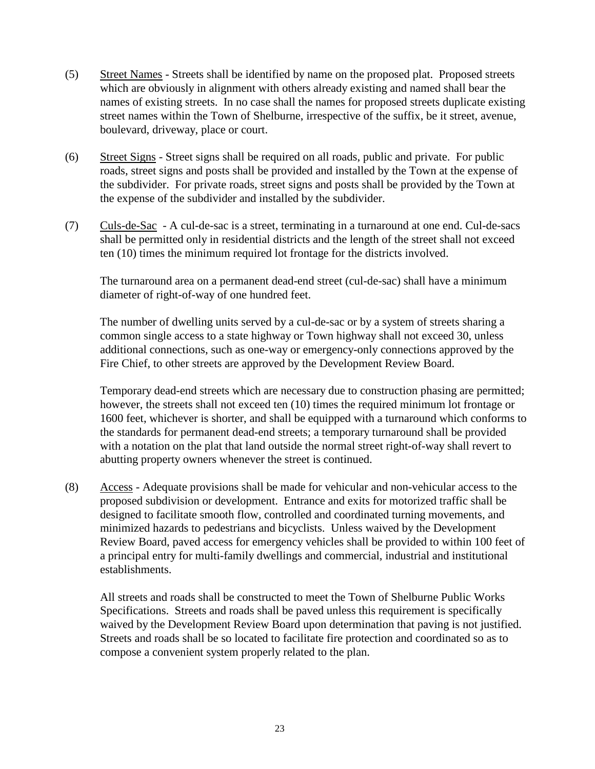(5) Street Names - Streets shall be identified by name on the proposed plat. Proposed streets which are obviously in alignment with others already existing and named shall bear the names of existing streets. In no case shall the names for proposed streets duplicate existing street names within the Town of Shelburne, irrespective of the suffix, be it street, avenue, boulevard, driveway, place or court.

(6) Street Signs - Street signs shall be required on all roads, public and private. For public roads, street signs and posts shall be provided and installed by the Town at the expense of the subdivider. For private roads, street signs and posts shall be provided by the Town at the expense of the subdivider and installed by the subdivider.

(7) Culs-de-Sac - A cul-de-sac is a street, terminating in a turnaround at one end. Cul-de-sacs shall be permitted only in residential districts and the length of the street shall not exceed ten (10) times the minimum required lot frontage for the districts involved.

The turnaround area on a permanent dead-end street (cul-de-sac) shall have a minimum diameter of right-of-way of one hundred feet.

The number of dwelling units served by a cul-de-sac or by a system of streets sharing a common single access to a state highway or Town highway shall not exceed 30, unless additional connections, such as one-way or emergency-only connections approved by the Fire Chief, to other streets are approved by the Development Review Board.

Temporary dead-end streets which are necessary due to construction phasing are permitted; however, the streets shall not exceed ten (10) times the required minimum lot frontage or 1600 feet, whichever is shorter, and shall be equipped with a turnaround which conforms to the standards for permanent dead-end streets; a temporary turnaround shall be provided with a notation on the plat that land outside the normal street right-of-way shall revert to abutting property owners whenever the street is continued.

(8) Access - Adequate provisions shall be made for vehicular and non-vehicular access to the proposed subdivision or development. Entrance and exits for motorized traffic shall be designed to facilitate smooth flow, controlled and coordinated turning movements, and minimized hazards to pedestrians and bicyclists. Unless waived by the Development Review Board, paved access for emergency vehicles shall be provided to within 100 feet of a principal entry for multi-family dwellings and commercial, industrial and institutional establishments.

All streets and roads shall be constructed to meet the Town of Shelburne Public Works Specifications. Streets and roads shall be paved unless this requirement is specifically waived by the Development Review Board upon determination that paving is not justified. Streets and roads shall be so located to facilitate fire protection and coordinated so as to compose a convenient system properly related to the plan.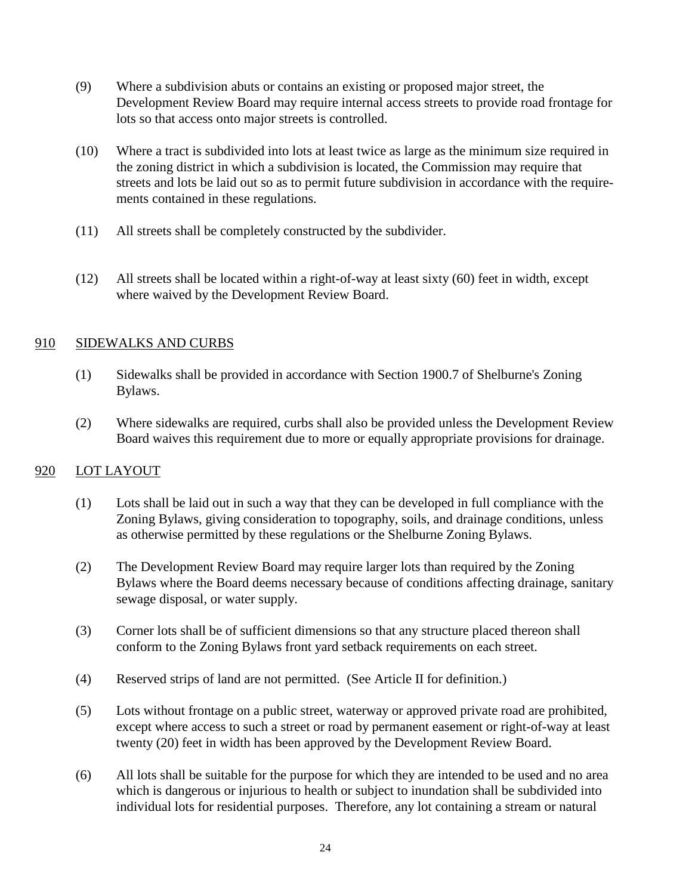(9) Where a subdivision abuts or contains an existing or proposed major street, the Development Review Board may require internal access streets to provide road frontage for lots so that access onto major streets is controlled.

(10) Where a tract is subdivided into lots at least twice as large as the minimum size required in the zoning district in which a subdivision is located, the Commission may require that streets and lots be laid out so as to permit future subdivision in accordance with the requirements contained in these regulations.

(11) All streets shall be completely constructed by the subdivider.

(12) All streets shall be located within a right-of-way at least sixty (60) feet in width, except where waived by the Development Review Board.

## 910 SIDEWALKS AND CURBS

(1) Sidewalks shall be provided in accordance with Section 1900.7 of Shelburne's Zoning Bylaws.

(2) Where sidewalks are required, curbs shall also be provided unless the Development Review Board waives this requirement due to more or equally appropriate provisions for drainage.

## 920 LOT LAYOUT

(1) Lots shall be laid out in such a way that they can be developed in full compliance with the Zoning Bylaws, giving consideration to topography, soils, and drainage conditions, unless as otherwise permitted by these regulations or the Shelburne Zoning Bylaws.

(2) The Development Review Board may require larger lots than required by the Zoning Bylaws where the Board deems necessary because of conditions affecting drainage, sanitary sewage disposal, or water supply.

(3) Corner lots shall be of sufficient dimensions so that any structure placed thereon shall conform to the Zoning Bylaws front yard setback requirements on each street.

(4) Reserved strips of land are not permitted. (See Article II for definition.)

(5) Lots without frontage on a public street, waterway or approved private road are prohibited, except where access to such a street or road by permanent easement or right-of-way at least twenty (20) feet in width has been approved by the Development Review Board.

(6) All lots shall be suitable for the purpose for which they are intended to be used and no area which is dangerous or injurious to health or subject to inundation shall be subdivided into individual lots for residential purposes. Therefore, any lot containing a stream or natural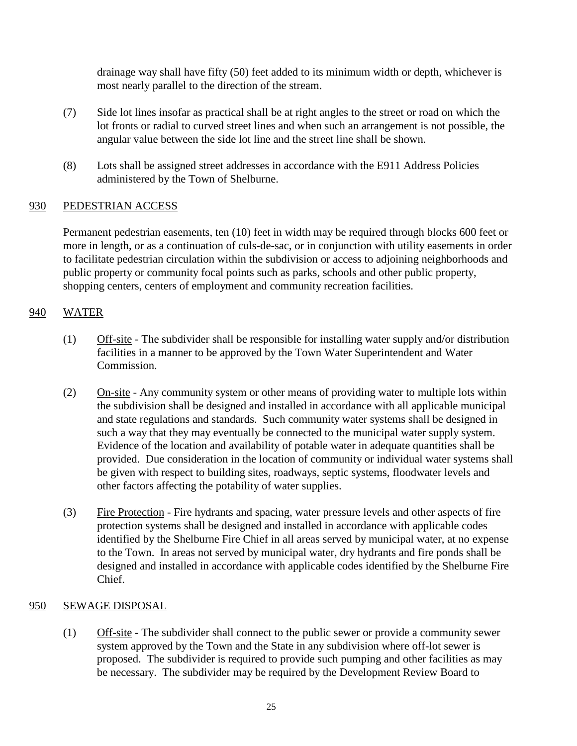drainage way shall have fifty (50) feet added to its minimum width or depth, whichever is most nearly parallel to the direction of the stream.

(7) Side lot lines insofar as practical shall be at right angles to the street or road on which the lot fronts or radial to curved street lines and when such an arrangement is not possible, the angular value between the side lot line and the street line shall be shown.

(8) Lots shall be assigned street addresses in accordance with the E911 Address Policies administered by the Town of Shelburne.

## 930 PEDESTRIAN ACCESS

Permanent pedestrian easements, ten (10) feet in width may be required through blocks 600 feet or more in length, or as a continuation of culs-de-sac, or in conjunction with utility easements in order to facilitate pedestrian circulation within the subdivision or access to adjoining neighborhoods and public property or community focal points such as parks, schools and other public property, shopping centers, centers of employment and community recreation facilities.

## 940 WATER

(1) Off-site - The subdivider shall be responsible for installing water supply and/or distribution facilities in a manner to be approved by the Town Water Superintendent and Water Commission.

(2) On-site - Any community system or other means of providing water to multiple lots within the subdivision shall be designed and installed in accordance with all applicable municipal and state regulations and standards. Such community water systems shall be designed in such a way that they may eventually be connected to the municipal water supply system. Evidence of the location and availability of potable water in adequate quantities shall be provided. Due consideration in the location of community or individual water systems shall be given with respect to building sites, roadways, septic systems, floodwater levels and other factors affecting the potability of water supplies.

(3) Fire Protection - Fire hydrants and spacing, water pressure levels and other aspects of fire protection systems shall be designed and installed in accordance with applicable codes identified by the Shelburne Fire Chief in all areas served by municipal water, at no expense to the Town. In areas not served by municipal water, dry hydrants and fire ponds shall be designed and installed in accordance with applicable codes identified by the Shelburne Fire Chief.

## 950 SEWAGE DISPOSAL

(1) Off-site - The subdivider shall connect to the public sewer or provide a community sewer system approved by the Town and the State in any subdivision where off-lot sewer is proposed. The subdivider is required to provide such pumping and other facilities as may be necessary. The subdivider may be required by the Development Review Board to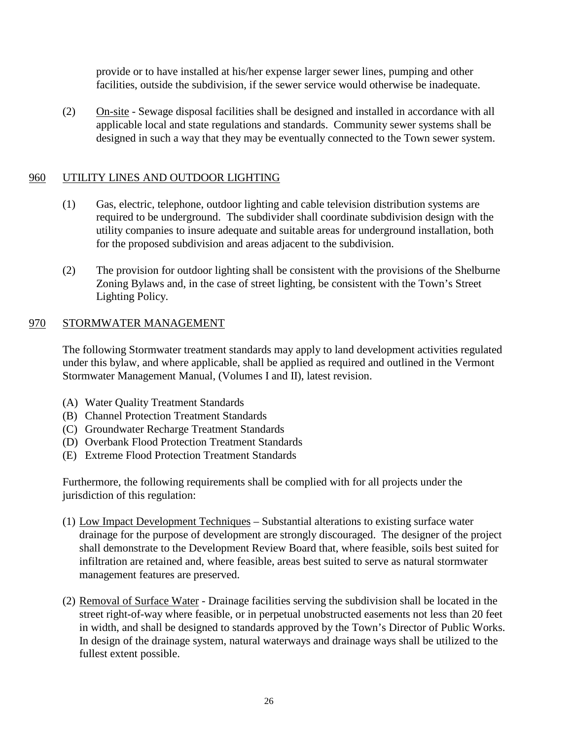provide or to have installed at his/her expense larger sewer lines, pumping and other facilities, outside the subdivision, if the sewer service would otherwise be inadequate.

(2) On-site - Sewage disposal facilities shall be designed and installed in accordance with all applicable local and state regulations and standards. Community sewer systems shall be designed in such a way that they may be eventually connected to the Town sewer system.

## 960 UTILITY LINES AND OUTDOOR LIGHTING

(1) Gas, electric, telephone, outdoor lighting and cable television distribution systems are required to be underground. The subdivider shall coordinate subdivision design with the utility companies to insure adequate and suitable areas for underground installation, both for the proposed subdivision and areas adjacent to the subdivision.

(2) The provision for outdoor lighting shall be consistent with the provisions of the Shelburne Zoning Bylaws and, in the case of street lighting, be consistent with the Town's Street Lighting Policy.

## 970 STORMWATER MANAGEMENT

The following Stormwater treatment standards may apply to land development activities regulated under this bylaw, and where applicable, shall be applied as required and outlined in the Vermont Stormwater Management Manual, (Volumes I and II), latest revision.

(A) Water Quality Treatment Standards
(B) Channel Protection Treatment Standards
(C) Groundwater Recharge Treatment Standards
(D) Overbank Flood Protection Treatment Standards
(E) Extreme Flood Protection Treatment Standards

Furthermore, the following requirements shall be complied with for all projects under the jurisdiction of this regulation:

(1) Low Impact Development Techniques – Substantial alterations to existing surface water drainage for the purpose of development are strongly discouraged. The designer of the project shall demonstrate to the Development Review Board that, where feasible, soils best suited for infiltration are retained and, where feasible, areas best suited to serve as natural stormwater management features are preserved.

(2) Removal of Surface Water - Drainage facilities serving the subdivision shall be located in the street right-of-way where feasible, or in perpetual unobstructed easements not less than 20 feet in width, and shall be designed to standards approved by the Town's Director of Public Works. In design of the drainage system, natural waterways and drainage ways shall be utilized to the fullest extent possible.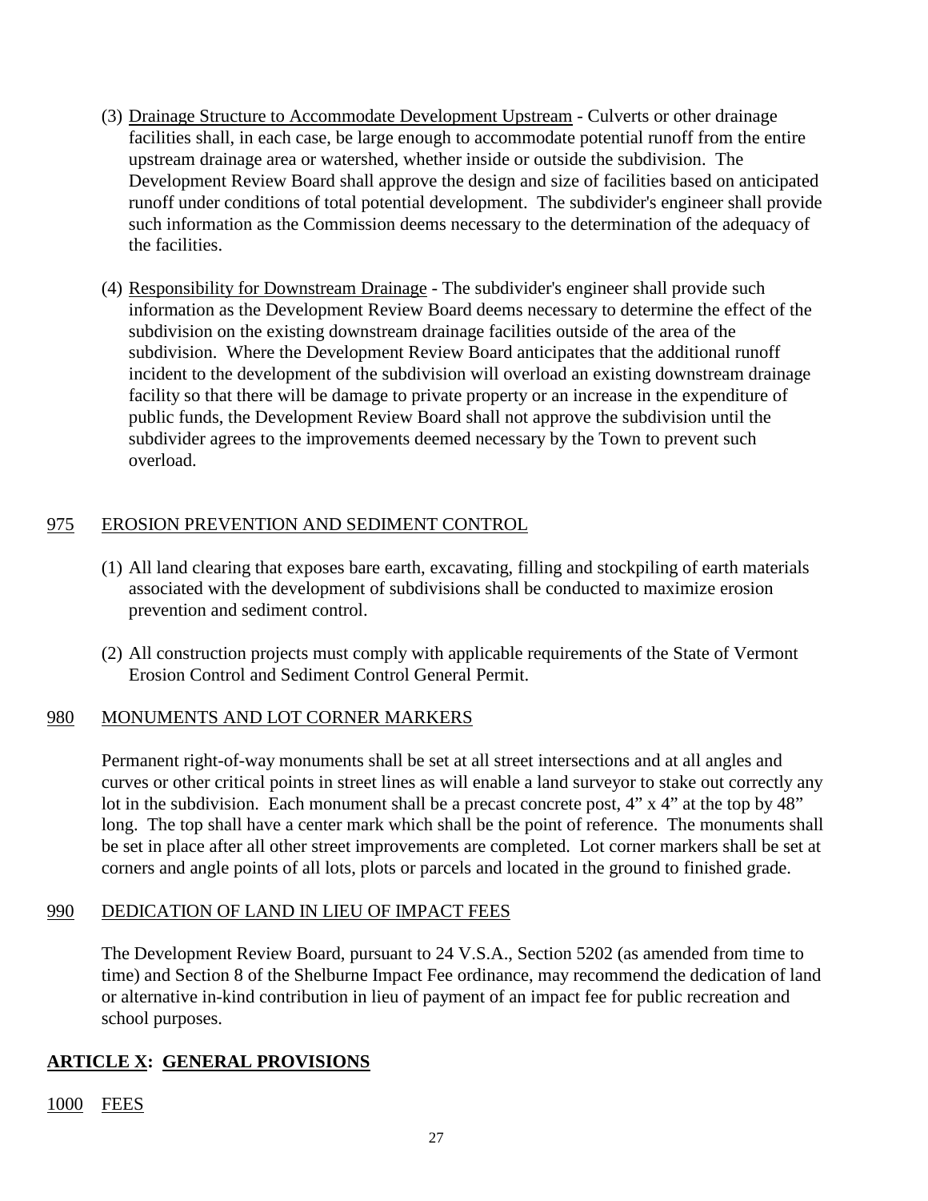(3) Drainage Structure to Accommodate Development Upstream - Culverts or other drainage facilities shall, in each case, be large enough to accommodate potential runoff from the entire upstream drainage area or watershed, whether inside or outside the subdivision. The Development Review Board shall approve the design and size of facilities based on anticipated runoff under conditions of total potential development. The subdivider's engineer shall provide such information as the Commission deems necessary to the determination of the adequacy of the facilities.

(4) Responsibility for Downstream Drainage - The subdivider's engineer shall provide such information as the Development Review Board deems necessary to determine the effect of the subdivision on the existing downstream drainage facilities outside of the area of the subdivision. Where the Development Review Board anticipates that the additional runoff incident to the development of the subdivision will overload an existing downstream drainage facility so that there will be damage to private property or an increase in the expenditure of public funds, the Development Review Board shall not approve the subdivision until the subdivider agrees to the improvements deemed necessary by the Town to prevent such overload.

### 975 EROSION PREVENTION AND SEDIMENT CONTROL

(1) All land clearing that exposes bare earth, excavating, filling and stockpiling of earth materials associated with the development of subdivisions shall be conducted to maximize erosion prevention and sediment control.

(2) All construction projects must comply with applicable requirements of the State of Vermont Erosion Control and Sediment Control General Permit.

### 980 MONUMENTS AND LOT CORNER MARKERS

Permanent right-of-way monuments shall be set at all street intersections and at all angles and curves or other critical points in street lines as will enable a land surveyor to stake out correctly any lot in the subdivision. Each monument shall be a precast concrete post, 4” x 4” at the top by 48” long. The top shall have a center mark which shall be the point of reference. The monuments shall be set in place after all other street improvements are completed. Lot corner markers shall be set at corners and angle points of all lots, plots or parcels and located in the ground to finished grade.

### 990 DEDICATION OF LAND IN LIEU OF IMPACT FEES

The Development Review Board, pursuant to 24 V.S.A., Section 5202 (as amended from time to time) and Section 8 of the Shelburne Impact Fee ordinance, may recommend the dedication of land or alternative in-kind contribution in lieu of payment of an impact fee for public recreation and school purposes.

## ARTICLE X: GENERAL PROVISIONS

### 1000 FEES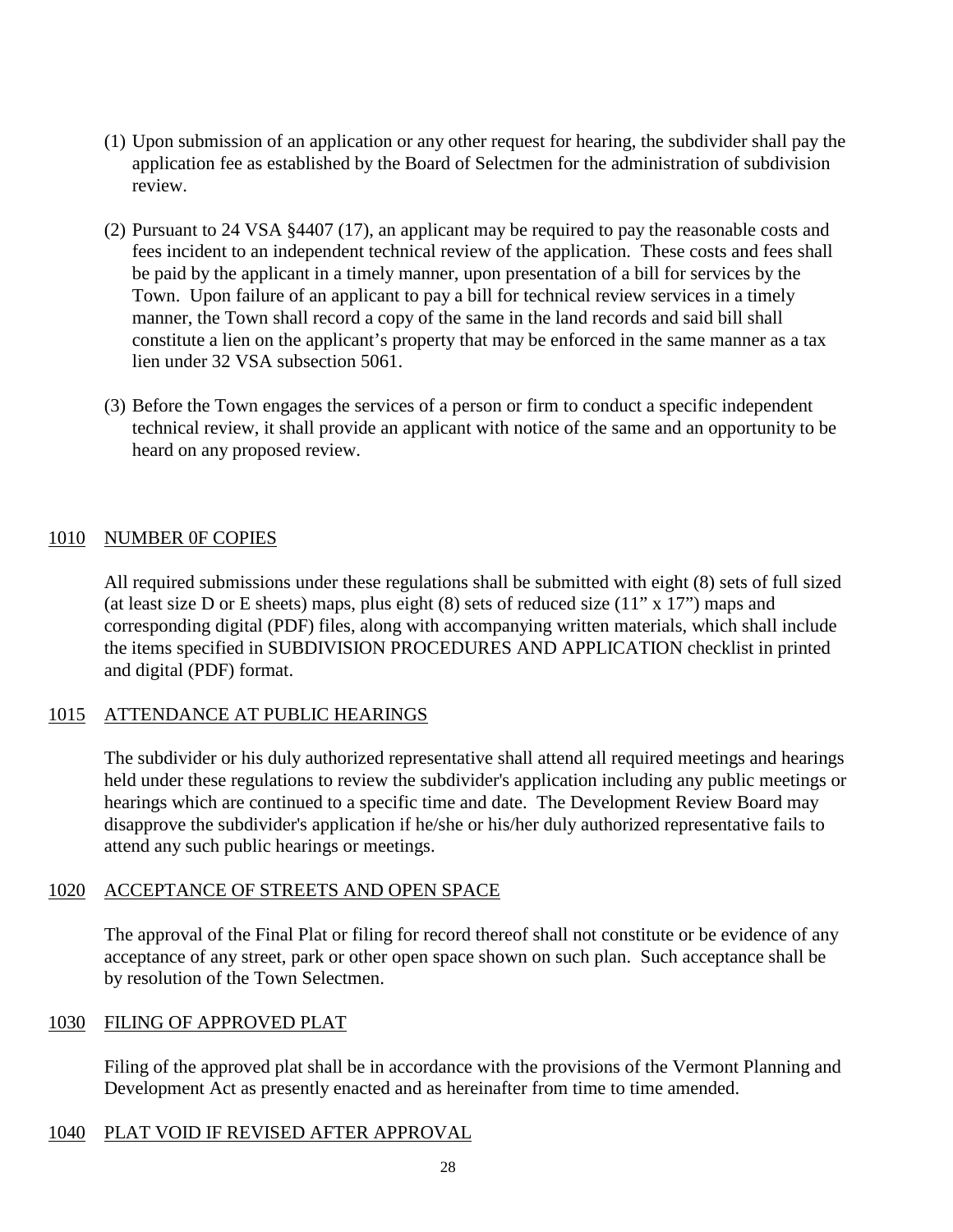(1) Upon submission of an application or any other request for hearing, the subdivider shall pay the application fee as established by the Board of Selectmen for the administration of subdivision review.

(2) Pursuant to 24 VSA §4407 (17), an applicant may be required to pay the reasonable costs and fees incident to an independent technical review of the application. These costs and fees shall be paid by the applicant in a timely manner, upon presentation of a bill for services by the Town. Upon failure of an applicant to pay a bill for technical review services in a timely manner, the Town shall record a copy of the same in the land records and said bill shall constitute a lien on the applicant's property that may be enforced in the same manner as a tax lien under 32 VSA subsection 5061.

(3) Before the Town engages the services of a person or firm to conduct a specific independent technical review, it shall provide an applicant with notice of the same and an opportunity to be heard on any proposed review.

## 1010 NUMBER 0F COPIES

All required submissions under these regulations shall be submitted with eight (8) sets of full sized (at least size D or E sheets) maps, plus eight (8) sets of reduced size (11" x 17") maps and corresponding digital (PDF) files, along with accompanying written materials, which shall include the items specified in SUBDIVISION PROCEDURES AND APPLICATION checklist in printed and digital (PDF) format.

## 1015 ATTENDANCE AT PUBLIC HEARINGS

The subdivider or his duly authorized representative shall attend all required meetings and hearings held under these regulations to review the subdivider's application including any public meetings or hearings which are continued to a specific time and date. The Development Review Board may disapprove the subdivider's application if he/she or his/her duly authorized representative fails to attend any such public hearings or meetings.

## 1020 ACCEPTANCE OF STREETS AND OPEN SPACE

The approval of the Final Plat or filing for record thereof shall not constitute or be evidence of any acceptance of any street, park or other open space shown on such plan. Such acceptance shall be by resolution of the Town Selectmen.

## 1030 FILING OF APPROVED PLAT

Filing of the approved plat shall be in accordance with the provisions of the Vermont Planning and Development Act as presently enacted and as hereinafter from time to time amended.

## 1040 PLAT VOID IF REVISED AFTER APPROVAL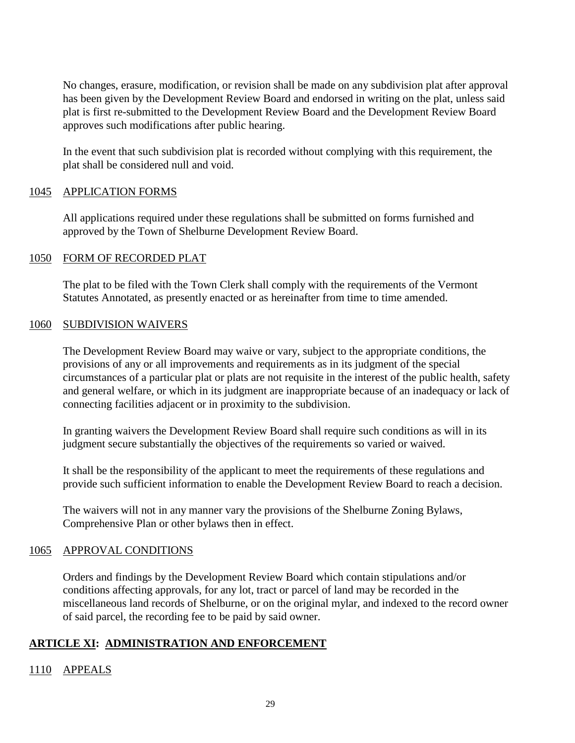No changes, erasure, modification, or revision shall be made on any subdivision plat after approval has been given by the Development Review Board and endorsed in writing on the plat, unless said plat is first re-submitted to the Development Review Board and the Development Review Board approves such modifications after public hearing.

In the event that such subdivision plat is recorded without complying with this requirement, the plat shall be considered null and void.

### 1045 APPLICATION FORMS

All applications required under these regulations shall be submitted on forms furnished and approved by the Town of Shelburne Development Review Board.

### 1050 FORM OF RECORDED PLAT

The plat to be filed with the Town Clerk shall comply with the requirements of the Vermont Statutes Annotated, as presently enacted or as hereinafter from time to time amended.

### 1060 SUBDIVISION WAIVERS

The Development Review Board may waive or vary, subject to the appropriate conditions, the provisions of any or all improvements and requirements as in its judgment of the special circumstances of a particular plat or plats are not requisite in the interest of the public health, safety and general welfare, or which in its judgment are inappropriate because of an inadequacy or lack of connecting facilities adjacent or in proximity to the subdivision.

In granting waivers the Development Review Board shall require such conditions as will in its judgment secure substantially the objectives of the requirements so varied or waived.

It shall be the responsibility of the applicant to meet the requirements of these regulations and provide such sufficient information to enable the Development Review Board to reach a decision.

The waivers will not in any manner vary the provisions of the Shelburne Zoning Bylaws, Comprehensive Plan or other bylaws then in effect.

### 1065 APPROVAL CONDITIONS

Orders and findings by the Development Review Board which contain stipulations and/or conditions affecting approvals, for any lot, tract or parcel of land may be recorded in the miscellaneous land records of Shelburne, or on the original mylar, and indexed to the record owner of said parcel, the recording fee to be paid by said owner.

## ARTICLE XI: ADMINISTRATION AND ENFORCEMENT

### 1110 APPEALS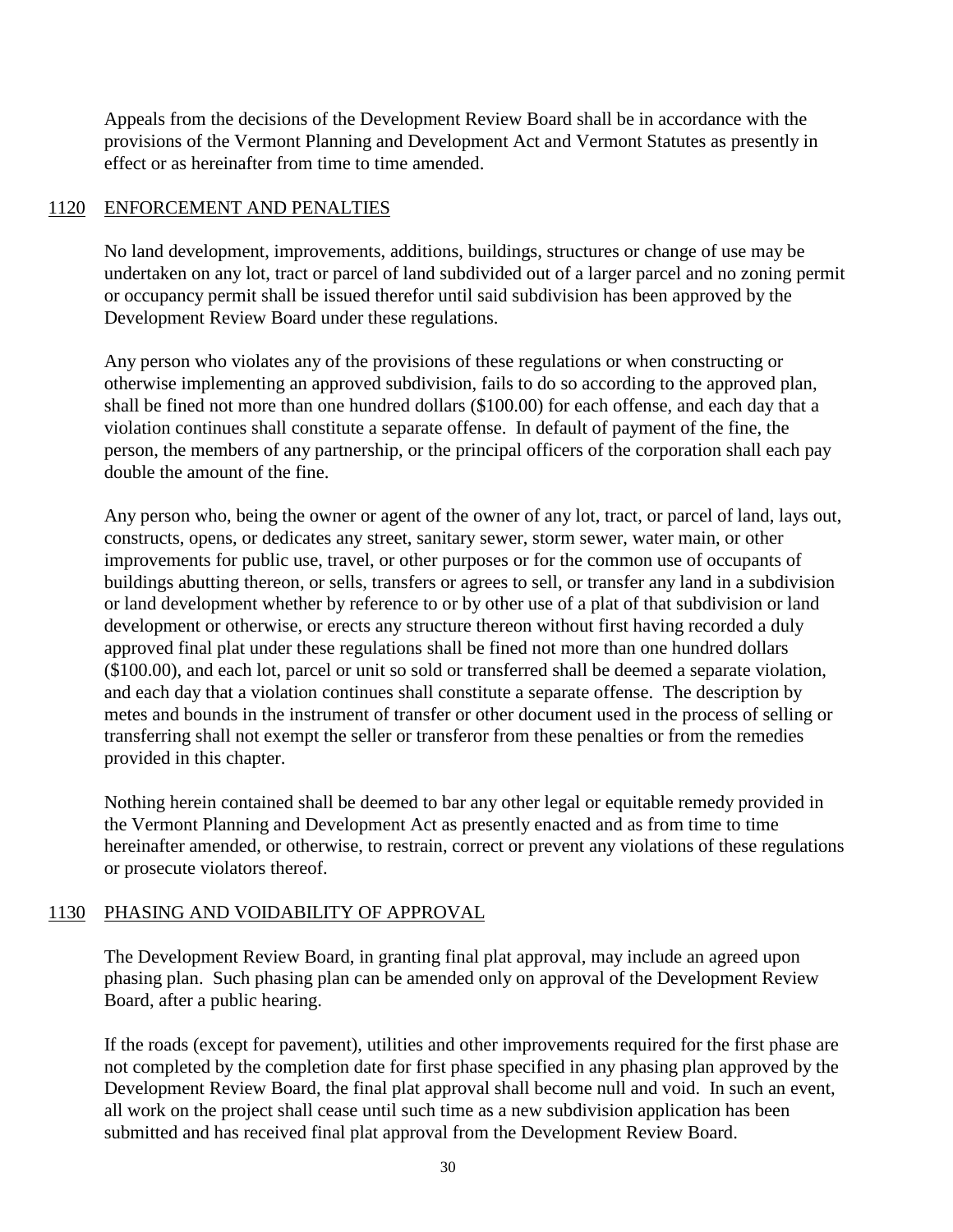Appeals from the decisions of the Development Review Board shall be in accordance with the provisions of the Vermont Planning and Development Act and Vermont Statutes as presently in effect or as hereinafter from time to time amended.

## 1120 ENFORCEMENT AND PENALTIES

No land development, improvements, additions, buildings, structures or change of use may be undertaken on any lot, tract or parcel of land subdivided out of a larger parcel and no zoning permit or occupancy permit shall be issued therefor until said subdivision has been approved by the Development Review Board under these regulations.

Any person who violates any of the provisions of these regulations or when constructing or otherwise implementing an approved subdivision, fails to do so according to the approved plan, shall be fined not more than one hundred dollars ($100.00) for each offense, and each day that a violation continues shall constitute a separate offense. In default of payment of the fine, the person, the members of any partnership, or the principal officers of the corporation shall each pay double the amount of the fine.

Any person who, being the owner or agent of the owner of any lot, tract, or parcel of land, lays out, constructs, opens, or dedicates any street, sanitary sewer, storm sewer, water main, or other improvements for public use, travel, or other purposes or for the common use of occupants of buildings abutting thereon, or sells, transfers or agrees to sell, or transfer any land in a subdivision or land development whether by reference to or by other use of a plat of that subdivision or land development or otherwise, or erects any structure thereon without first having recorded a duly approved final plat under these regulations shall be fined not more than one hundred dollars ($100.00), and each lot, parcel or unit so sold or transferred shall be deemed a separate violation, and each day that a violation continues shall constitute a separate offense. The description by metes and bounds in the instrument of transfer or other document used in the process of selling or transferring shall not exempt the seller or transferor from these penalties or from the remedies provided in this chapter.

Nothing herein contained shall be deemed to bar any other legal or equitable remedy provided in the Vermont Planning and Development Act as presently enacted and as from time to time hereinafter amended, or otherwise, to restrain, correct or prevent any violations of these regulations or prosecute violators thereof.

## 1130 PHASING AND VOIDABILITY OF APPROVAL

The Development Review Board, in granting final plat approval, may include an agreed upon phasing plan. Such phasing plan can be amended only on approval of the Development Review Board, after a public hearing.

If the roads (except for pavement), utilities and other improvements required for the first phase are not completed by the completion date for first phase specified in any phasing plan approved by the Development Review Board, the final plat approval shall become null and void. In such an event, all work on the project shall cease until such time as a new subdivision application has been submitted and has received final plat approval from the Development Review Board.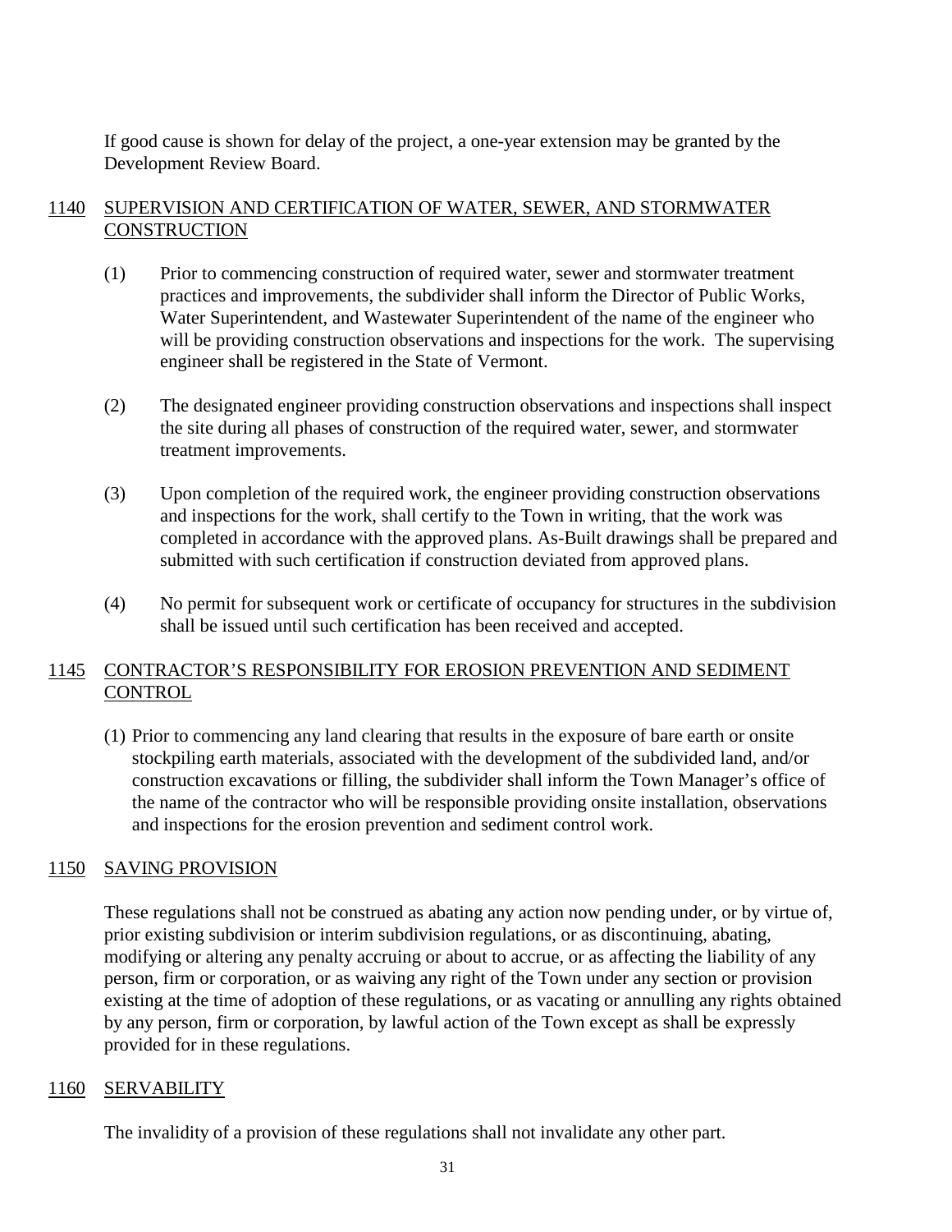If good cause is shown for delay of the project, a one-year extension may be granted by the Development Review Board.

## 1140 SUPERVISION AND CERTIFICATION OF WATER, SEWER, AND STORMWATER CONSTRUCTION

(1) Prior to commencing construction of required water, sewer and stormwater treatment practices and improvements, the subdivider shall inform the Director of Public Works, Water Superintendent, and Wastewater Superintendent of the name of the engineer who will be providing construction observations and inspections for the work. The supervising engineer shall be registered in the State of Vermont.

(2) The designated engineer providing construction observations and inspections shall inspect the site during all phases of construction of the required water, sewer, and stormwater treatment improvements.

(3) Upon completion of the required work, the engineer providing construction observations and inspections for the work, shall certify to the Town in writing, that the work was completed in accordance with the approved plans. As-Built drawings shall be prepared and submitted with such certification if construction deviated from approved plans.

(4) No permit for subsequent work or certificate of occupancy for structures in the subdivision shall be issued until such certification has been received and accepted.

## 1145 CONTRACTOR'S RESPONSIBILITY FOR EROSION PREVENTION AND SEDIMENT CONTROL

(1) Prior to commencing any land clearing that results in the exposure of bare earth or onsite stockpiling earth materials, associated with the development of the subdivided land, and/or construction excavations or filling, the subdivider shall inform the Town Manager's office of the name of the contractor who will be responsible providing onsite installation, observations and inspections for the erosion prevention and sediment control work.

## 1150 SAVING PROVISION

These regulations shall not be construed as abating any action now pending under, or by virtue of, prior existing subdivision or interim subdivision regulations, or as discontinuing, abating, modifying or altering any penalty accruing or about to accrue, or as affecting the liability of any person, firm or corporation, or as waiving any right of the Town under any section or provision existing at the time of adoption of these regulations, or as vacating or annulling any rights obtained by any person, firm or corporation, by lawful action of the Town except as shall be expressly provided for in these regulations.

## 1160 SERVABILITY

The invalidity of a provision of these regulations shall not invalidate any other part.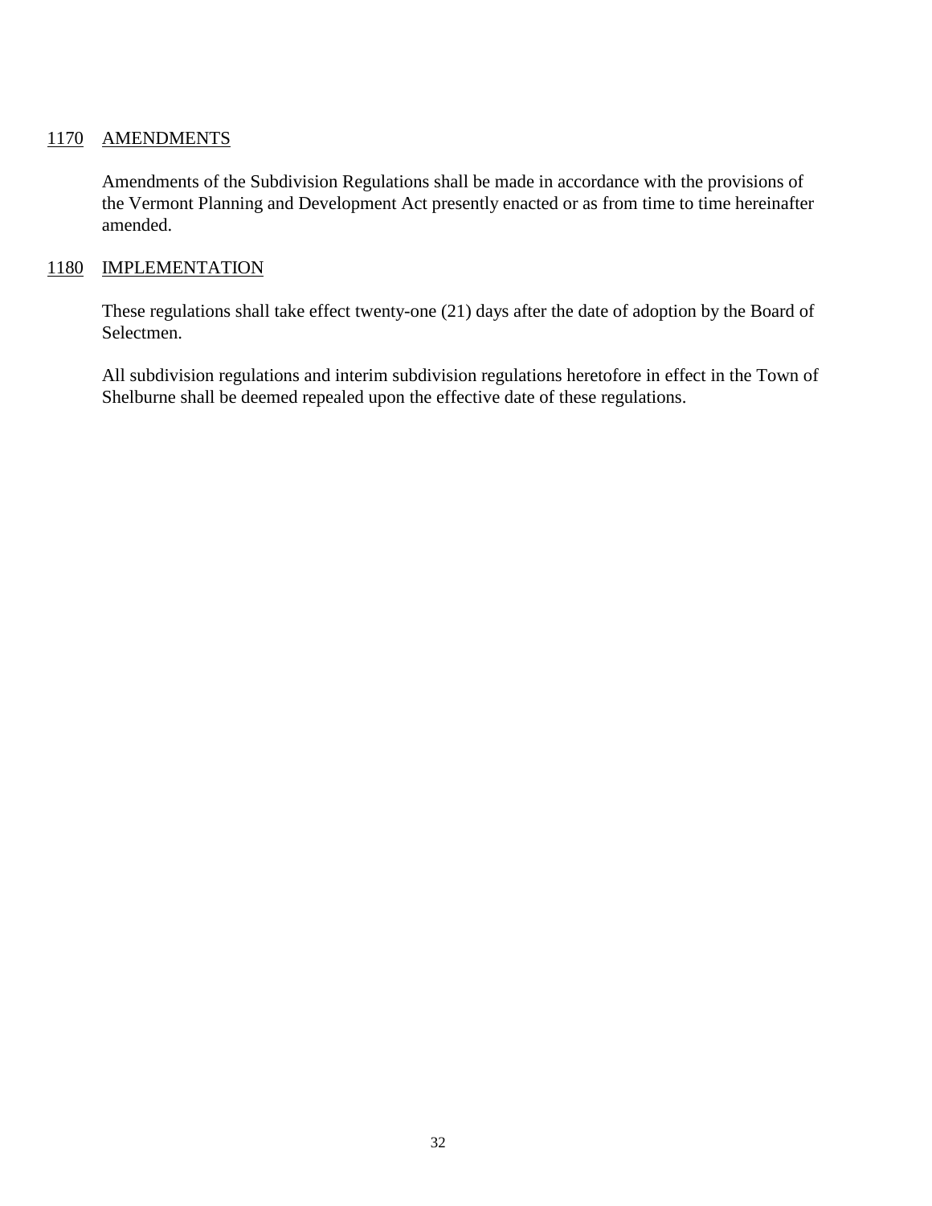## 1170 AMENDMENTS

Amendments of the Subdivision Regulations shall be made in accordance with the provisions of the Vermont Planning and Development Act presently enacted or as from time to time hereinafter amended.

## 1180 IMPLEMENTATION

These regulations shall take effect twenty-one (21) days after the date of adoption by the Board of Selectmen.

All subdivision regulations and interim subdivision regulations heretofore in effect in the Town of Shelburne shall be deemed repealed upon the effective date of these regulations.